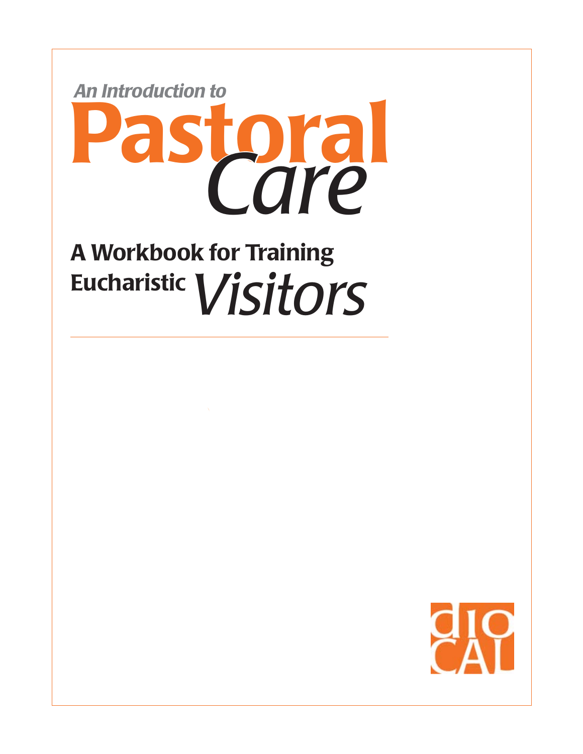*An Introduction to*

# Pastoral *Care*

## A Workbook for Training Eucharistic *Visitors*

dio
CAL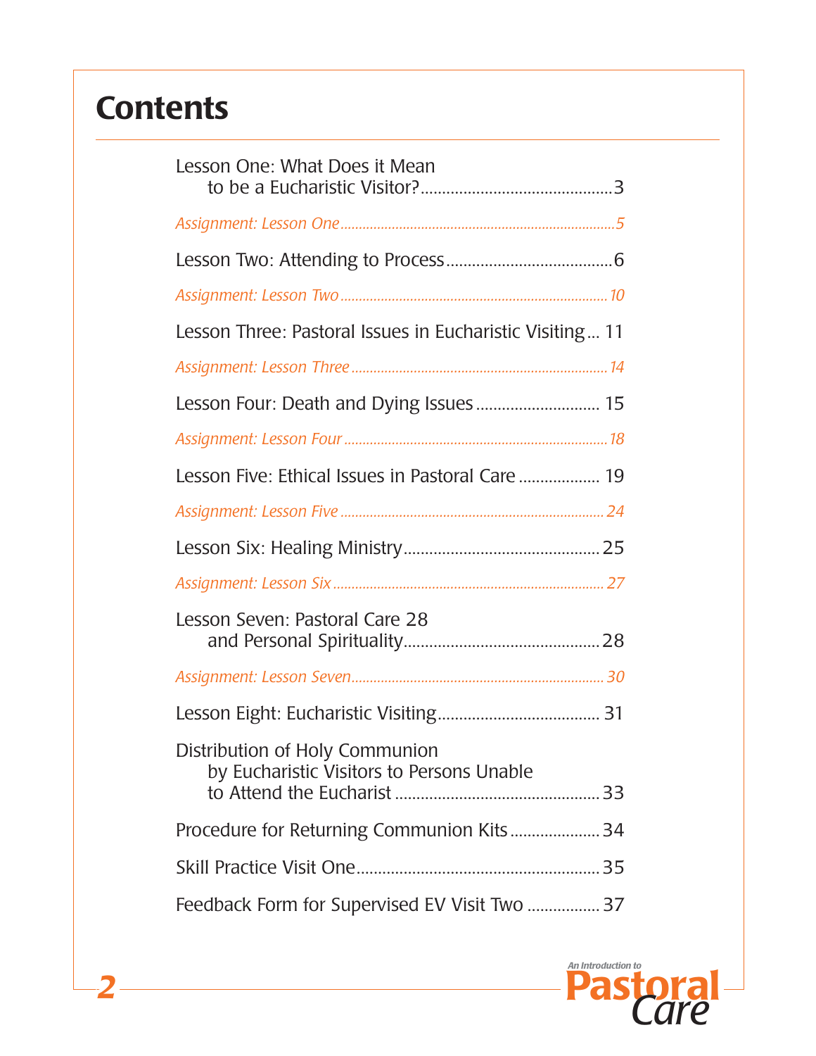# Contents

Lesson One: What Does it Mean to be a Eucharistic Visitor? ....3

*Assignment: Lesson One ....5*

Lesson Two: Attending to Process ....6

*Assignment: Lesson Two ....10*

Lesson Three: Pastoral Issues in Eucharistic Visiting ... 11

*Assignment: Lesson Three ....14*

Lesson Four: Death and Dying Issues .... 15

*Assignment: Lesson Four ....18*

Lesson Five: Ethical Issues in Pastoral Care .... 19

*Assignment: Lesson Five ....24*

Lesson Six: Healing Ministry ....25

*Assignment: Lesson Six ....27*

Lesson Seven: Pastoral Care 28 and Personal Spirituality ....28

*Assignment: Lesson Seven ....30*

Lesson Eight: Eucharistic Visiting .... 31

Distribution of Holy Communion by Eucharistic Visitors to Persons Unable to Attend the Eucharist ....33

Procedure for Returning Communion Kits ....34

Skill Practice Visit One ....35

Feedback Form for Supervised EV Visit Two ....37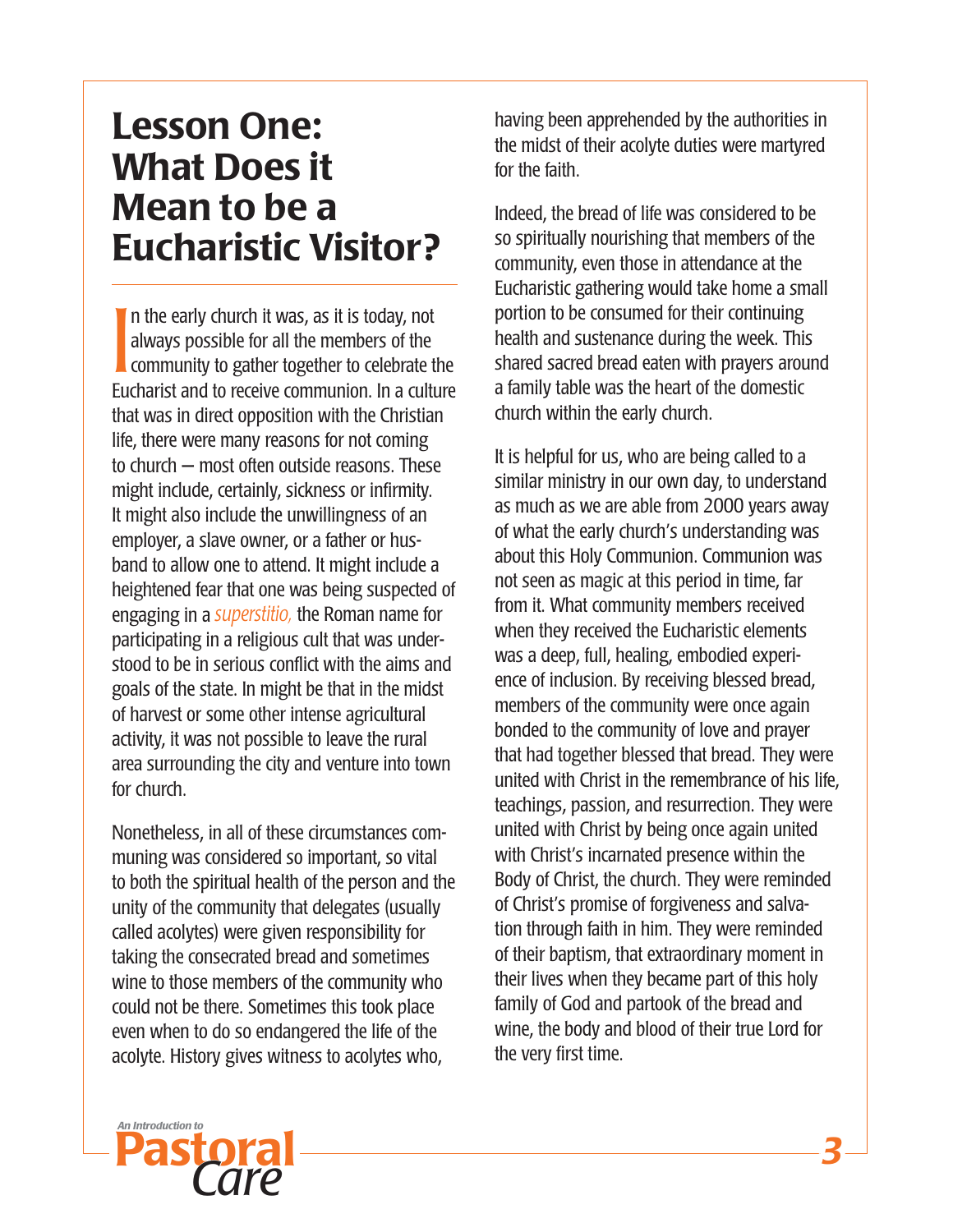# Lesson One: What Does it Mean to be a Eucharistic Visitor?

In the early church it was, as it is today, not always possible for all the members of the community to gather together to celebrate the Eucharist and to receive communion. In a culture that was in direct opposition with the Christian life, there were many reasons for not coming to church – most often outside reasons. These might include, certainly, sickness or infirmity. It might also include the unwillingness of an employer, a slave owner, or a father or husband to allow one to attend. It might include a heightened fear that one was being suspected of engaging in a *superstitio,* the Roman name for participating in a religious cult that was understood to be in serious conflict with the aims and goals of the state. In might be that in the midst of harvest or some other intense agricultural activity, it was not possible to leave the rural area surrounding the city and venture into town for church.

Nonetheless, in all of these circumstances communing was considered so important, so vital to both the spiritual health of the person and the unity of the community that delegates (usually called acolytes) were given responsibility for taking the consecrated bread and sometimes wine to those members of the community who could not be there. Sometimes this took place even when to do so endangered the life of the acolyte. History gives witness to acolytes who, having been apprehended by the authorities in the midst of their acolyte duties were martyred for the faith.

Indeed, the bread of life was considered to be so spiritually nourishing that members of the community, even those in attendance at the Eucharistic gathering would take home a small portion to be consumed for their continuing health and sustenance during the week. This shared sacred bread eaten with prayers around a family table was the heart of the domestic church within the early church.

It is helpful for us, who are being called to a similar ministry in our own day, to understand as much as we are able from 2000 years away of what the early church's understanding was about this Holy Communion. Communion was not seen as magic at this period in time, far from it. What community members received when they received the Eucharistic elements was a deep, full, healing, embodied experience of inclusion. By receiving blessed bread, members of the community were once again bonded to the community of love and prayer that had together blessed that bread. They were united with Christ in the remembrance of his life, teachings, passion, and resurrection. They were united with Christ by being once again united with Christ's incarnated presence within the Body of Christ, the church. They were reminded of Christ's promise of forgiveness and salvation through faith in him. They were reminded of their baptism, that extraordinary moment in their lives when they became part of this holy family of God and partook of the bread and wine, the body and blood of their true Lord for the very first time.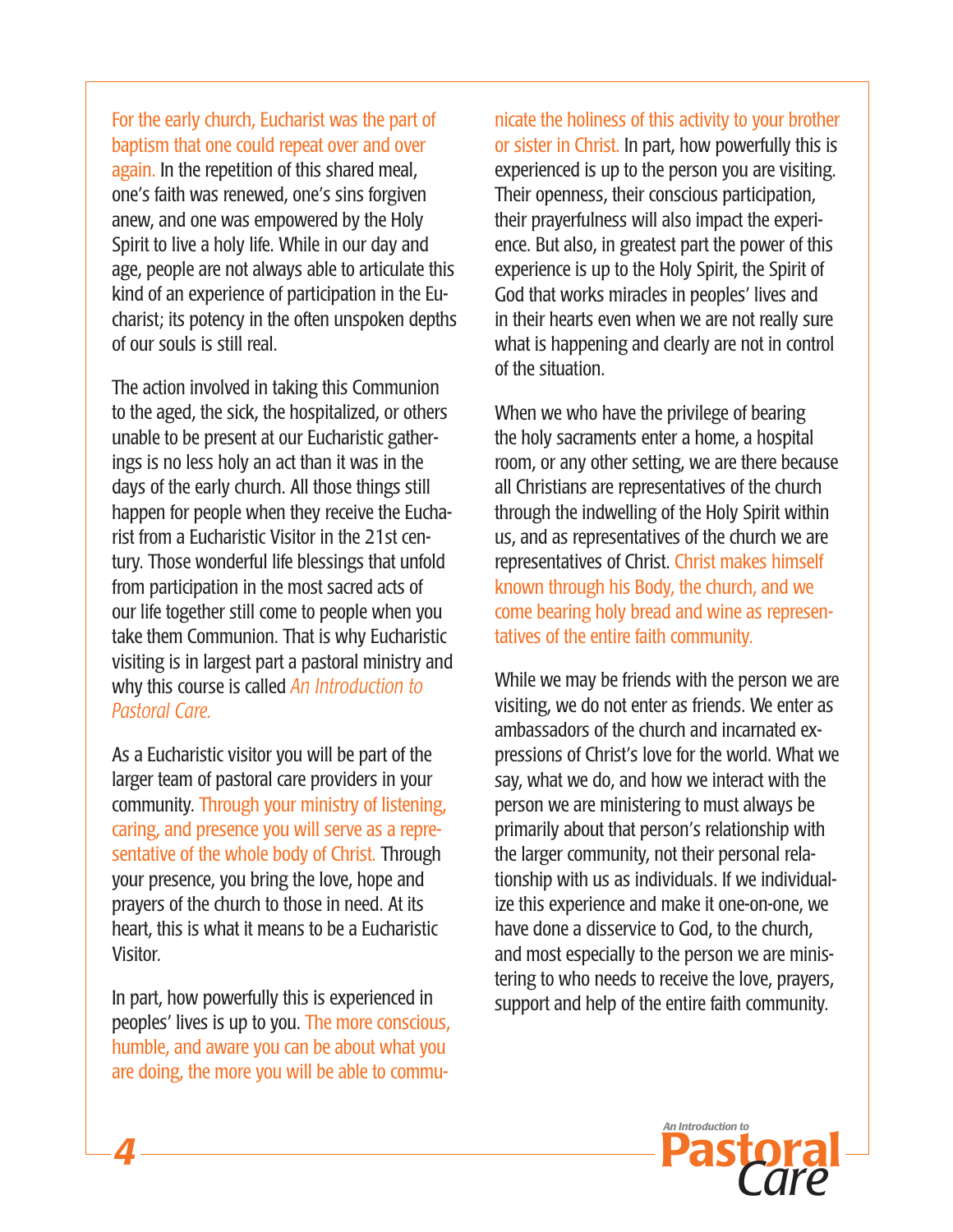For the early church, Eucharist was the part of baptism that one could repeat over and over again. In the repetition of this shared meal, one's faith was renewed, one's sins forgiven anew, and one was empowered by the Holy Spirit to live a holy life. While in our day and age, people are not always able to articulate this kind of an experience of participation in the Eucharist; its potency in the often unspoken depths of our souls is still real.

The action involved in taking this Communion to the aged, the sick, the hospitalized, or others unable to be present at our Eucharistic gatherings is no less holy an act than it was in the days of the early church. All those things still happen for people when they receive the Eucharist from a Eucharistic Visitor in the 21st century. Those wonderful life blessings that unfold from participation in the most sacred acts of our life together still come to people when you take them Communion. That is why Eucharistic visiting is in largest part a pastoral ministry and why this course is called *An Introduction to Pastoral Care.*

As a Eucharistic visitor you will be part of the larger team of pastoral care providers in your community. Through your ministry of listening, caring, and presence you will serve as a representative of the whole body of Christ. Through your presence, you bring the love, hope and prayers of the church to those in need. At its heart, this is what it means to be a Eucharistic Visitor.

In part, how powerfully this is experienced in peoples' lives is up to you. The more conscious, humble, and aware you can be about what you are doing, the more you will be able to communicate the holiness of this activity to your brother or sister in Christ. In part, how powerfully this is experienced is up to the person you are visiting. Their openness, their conscious participation, their prayerfulness will also impact the experience. But also, in greatest part the power of this experience is up to the Holy Spirit, the Spirit of God that works miracles in peoples' lives and in their hearts even when we are not really sure what is happening and clearly are not in control of the situation.

When we who have the privilege of bearing the holy sacraments enter a home, a hospital room, or any other setting, we are there because all Christians are representatives of the church through the indwelling of the Holy Spirit within us, and as representatives of the church we are representatives of Christ. Christ makes himself known through his Body, the church, and we come bearing holy bread and wine as representatives of the entire faith community.

While we may be friends with the person we are visiting, we do not enter as friends. We enter as ambassadors of the church and incarnated expressions of Christ's love for the world. What we say, what we do, and how we interact with the person we are ministering to must always be primarily about that person's relationship with the larger community, not their personal relationship with us as individuals. If we individualize this experience and make it one-on-one, we have done a disservice to God, to the church, and most especially to the person we are ministering to who needs to receive the love, prayers, support and help of the entire faith community.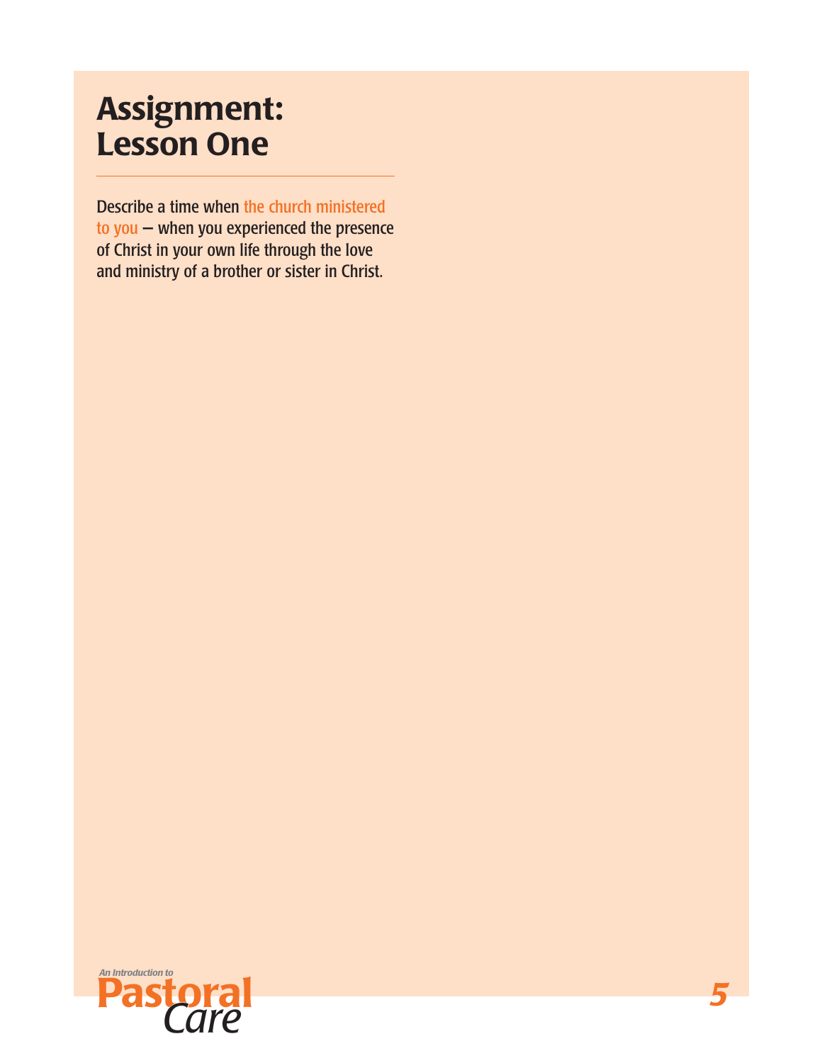# Assignment: Lesson One

Describe a time when the church ministered to you — when you experienced the presence of Christ in your own life through the love and ministry of a brother or sister in Christ.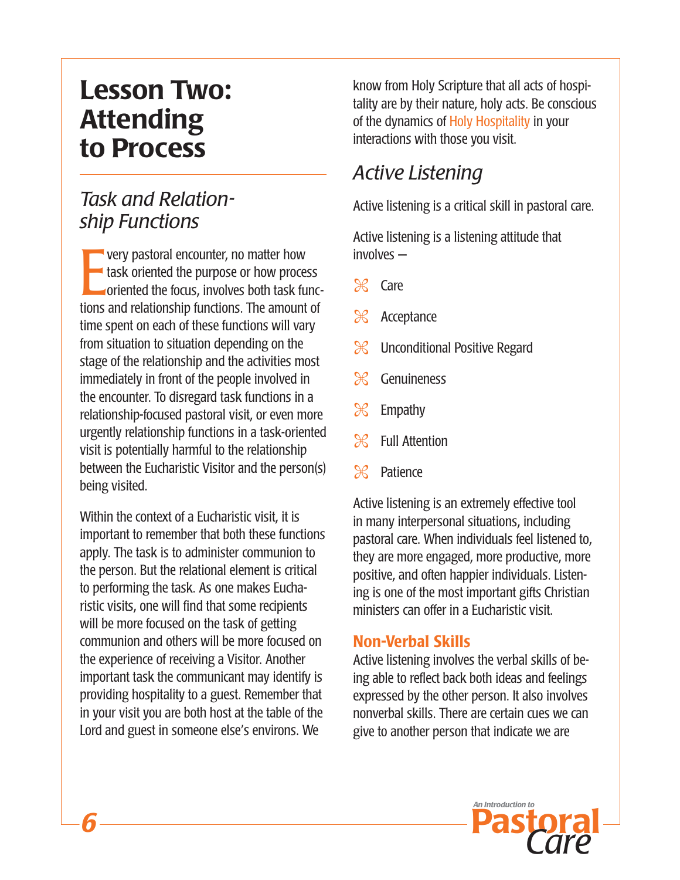# Lesson Two: Attending to Process

## Task and Relationship Functions

Every pastoral encounter, no matter how task oriented the purpose or how process oriented the focus, involves both task functions and relationship functions. The amount of time spent on each of these functions will vary from situation to situation depending on the stage of the relationship and the activities most immediately in front of the people involved in the encounter. To disregard task functions in a relationship-focused pastoral visit, or even more urgently relationship functions in a task-oriented visit is potentially harmful to the relationship between the Eucharistic Visitor and the person(s) being visited.

Within the context of a Eucharistic visit, it is important to remember that both these functions apply. The task is to administer communion to the person. But the relational element is critical to performing the task. As one makes Eucharistic visits, one will find that some recipients will be more focused on the task of getting communion and others will be more focused on the experience of receiving a Visitor. Another important task the communicant may identify is providing hospitality to a guest. Remember that in your visit you are both host at the table of the Lord and guest in someone else's environs. We know from Holy Scripture that all acts of hospitality are by their nature, holy acts. Be conscious of the dynamics of Holy Hospitality in your interactions with those you visit.

## Active Listening

Active listening is a critical skill in pastoral care.

Active listening is a listening attitude that involves –

- Care
- Acceptance
- Unconditional Positive Regard
- Genuineness
- Empathy
- Full Attention
- Patience

Active listening is an extremely effective tool in many interpersonal situations, including pastoral care. When individuals feel listened to, they are more engaged, more productive, more positive, and often happier individuals. Listening is one of the most important gifts Christian ministers can offer in a Eucharistic visit.

### Non-Verbal Skills

Active listening involves the verbal skills of being able to reflect back both ideas and feelings expressed by the other person. It also involves nonverbal skills. There are certain cues we can give to another person that indicate we are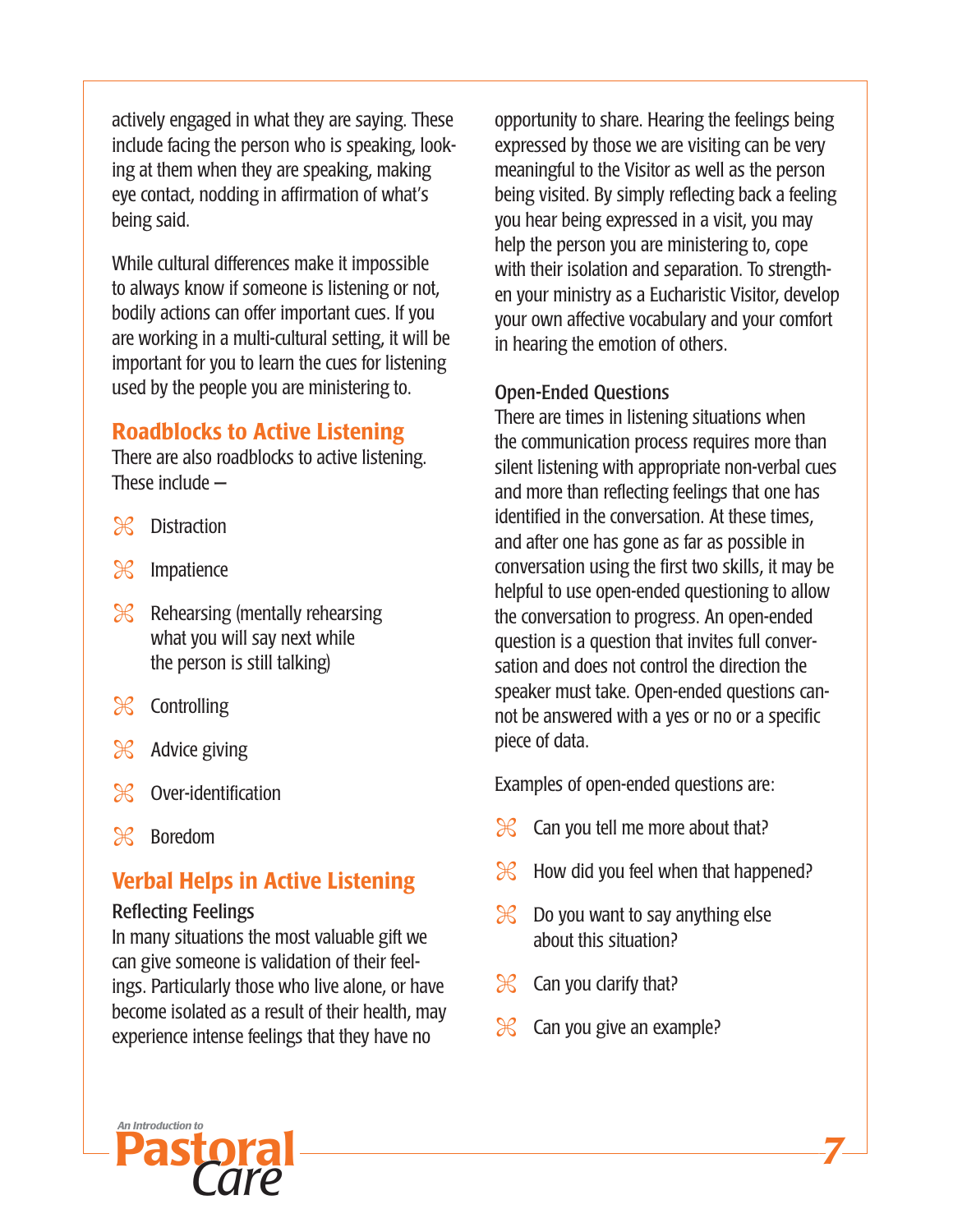actively engaged in what they are saying. These include facing the person who is speaking, looking at them when they are speaking, making eye contact, nodding in affirmation of what's being said.

While cultural differences make it impossible to always know if someone is listening or not, bodily actions can offer important cues. If you are working in a multi-cultural setting, it will be important for you to learn the cues for listening used by the people you are ministering to.

## Roadblocks to Active Listening

There are also roadblocks to active listening. These include –

- Distraction
- Impatience
- Rehearsing (mentally rehearsing what you will say next while the person is still talking)
- Controlling
- Advice giving
- Over-identification
- Boredom

## Verbal Helps in Active Listening

### Reflecting Feelings

In many situations the most valuable gift we can give someone is validation of their feelings. Particularly those who live alone, or have become isolated as a result of their health, may experience intense feelings that they have no opportunity to share. Hearing the feelings being expressed by those we are visiting can be very meaningful to the Visitor as well as the person being visited. By simply reflecting back a feeling you hear being expressed in a visit, you may help the person you are ministering to, cope with their isolation and separation. To strengthen your ministry as a Eucharistic Visitor, develop your own affective vocabulary and your comfort in hearing the emotion of others.

### Open-Ended Questions

There are times in listening situations when the communication process requires more than silent listening with appropriate non-verbal cues and more than reflecting feelings that one has identified in the conversation. At these times, and after one has gone as far as possible in conversation using the first two skills, it may be helpful to use open-ended questioning to allow the conversation to progress. An open-ended question is a question that invites full conversation and does not control the direction the speaker must take. Open-ended questions cannot be answered with a yes or no or a specific piece of data.

Examples of open-ended questions are:

- Can you tell me more about that?
- How did you feel when that happened?
- Do you want to say anything else about this situation?
- Can you clarify that?
- Can you give an example?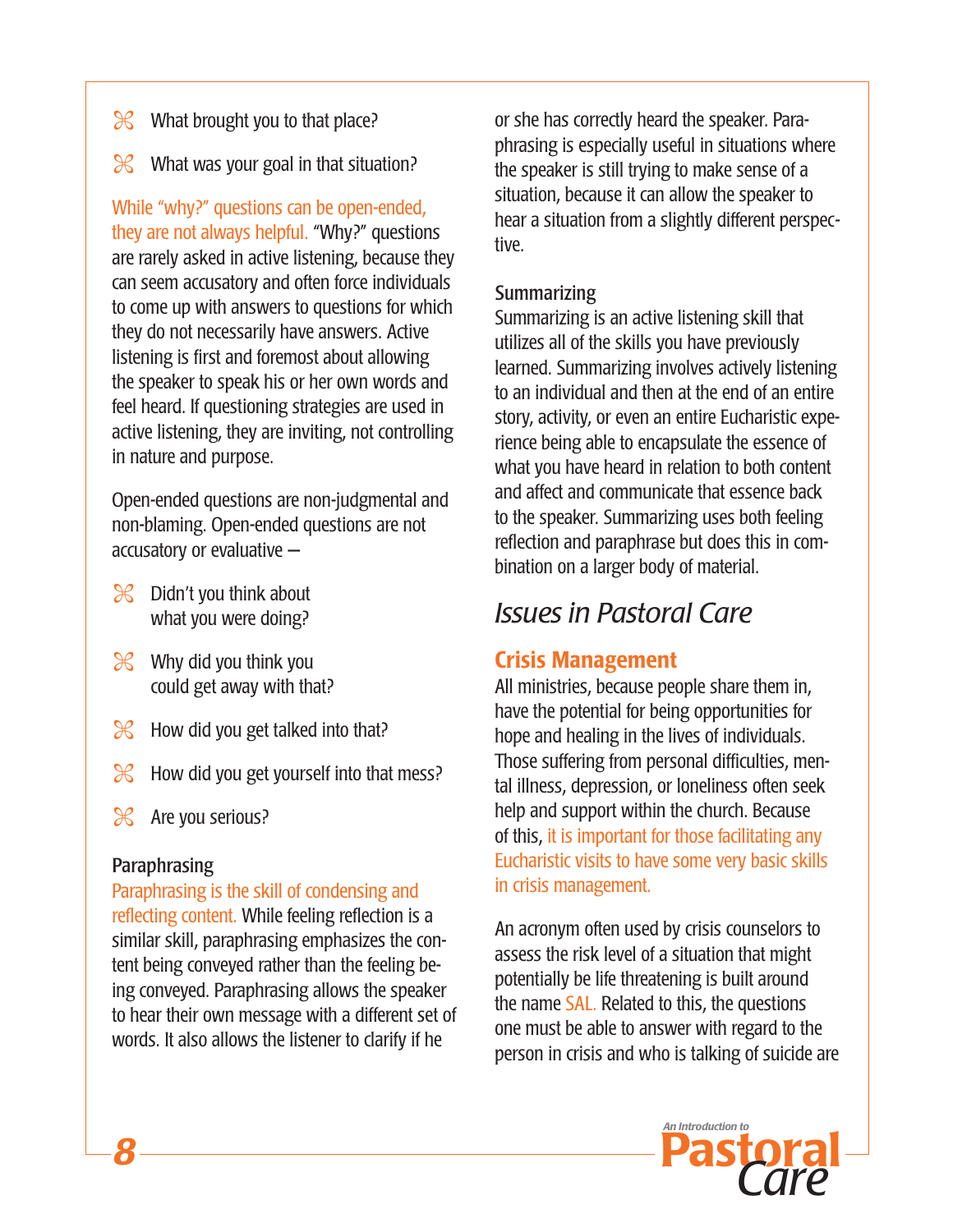- What brought you to that place?
- What was your goal in that situation?

While "why?" questions can be open-ended, they are not always helpful. "Why?" questions are rarely asked in active listening, because they can seem accusatory and often force individuals to come up with answers to questions for which they do not necessarily have answers. Active listening is first and foremost about allowing the speaker to speak his or her own words and feel heard. If questioning strategies are used in active listening, they are inviting, not controlling in nature and purpose.

Open-ended questions are non-judgmental and non-blaming. Open-ended questions are not accusatory or evaluative –

- Didn't you think about what you were doing?
- Why did you think you could get away with that?
- How did you get talked into that?
- How did you get yourself into that mess?
- Are you serious?

### Paraphrasing

Paraphrasing is the skill of condensing and reflecting content. While feeling reflection is a similar skill, paraphrasing emphasizes the content being conveyed rather than the feeling being conveyed. Paraphrasing allows the speaker to hear their own message with a different set of words. It also allows the listener to clarify if he or she has correctly heard the speaker. Paraphrasing is especially useful in situations where the speaker is still trying to make sense of a situation, because it can allow the speaker to hear a situation from a slightly different perspective.

### Summarizing

Summarizing is an active listening skill that utilizes all of the skills you have previously learned. Summarizing involves actively listening to an individual and then at the end of an entire story, activity, or even an entire Eucharistic experience being able to encapsulate the essence of what you have heard in relation to both content and affect and communicate that essence back to the speaker. Summarizing uses both feeling reflection and paraphrase but does this in combination on a larger body of material.

# *Issues in Pastoral Care*

## Crisis Management

All ministries, because people share them in, have the potential for being opportunities for hope and healing in the lives of individuals. Those suffering from personal difficulties, mental illness, depression, or loneliness often seek help and support within the church. Because of this, it is important for those facilitating any Eucharistic visits to have some very basic skills in crisis management.

An acronym often used by crisis counselors to assess the risk level of a situation that might potentially be life threatening is built around the name SAL. Related to this, the questions one must be able to answer with regard to the person in crisis and who is talking of suicide are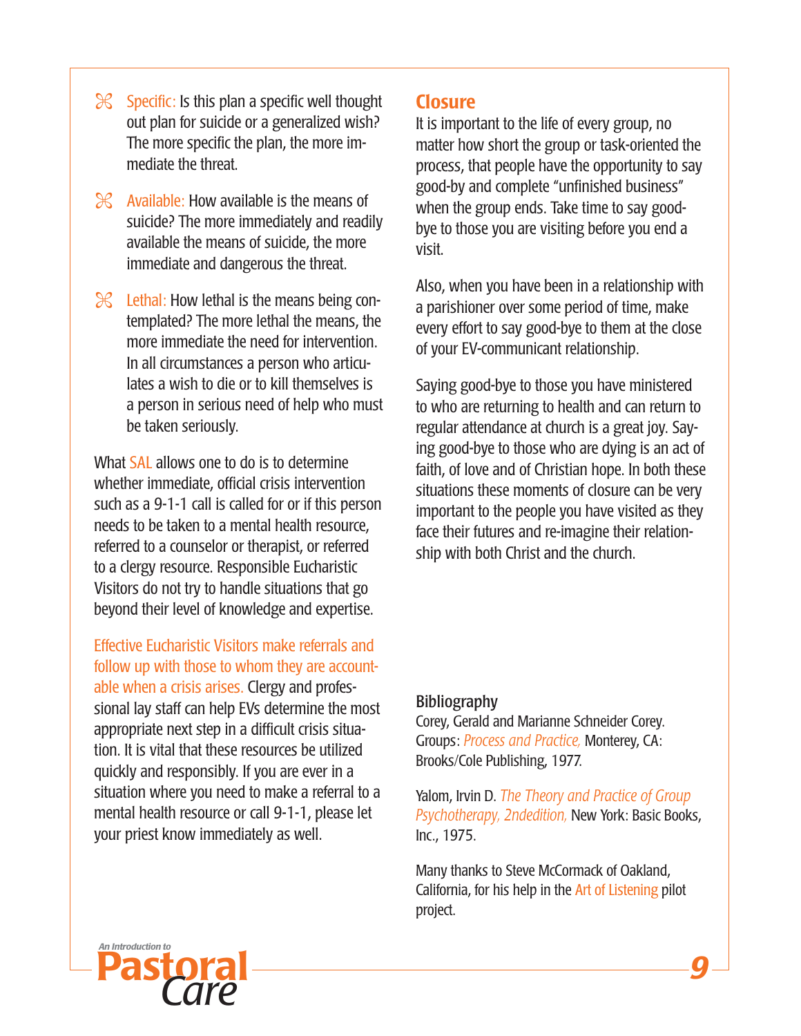- Specific: Is this plan a specific well thought out plan for suicide or a generalized wish? The more specific the plan, the more immediate the threat.
- Available: How available is the means of suicide? The more immediately and readily available the means of suicide, the more immediate and dangerous the threat.
- Lethal: How lethal is the means being contemplated? The more lethal the means, the more immediate the need for intervention. In all circumstances a person who articulates a wish to die or to kill themselves is a person in serious need of help who must be taken seriously.

What SAL allows one to do is to determine whether immediate, official crisis intervention such as a 9-1-1 call is called for or if this person needs to be taken to a mental health resource, referred to a counselor or therapist, or referred to a clergy resource. Responsible Eucharistic Visitors do not try to handle situations that go beyond their level of knowledge and expertise.

Effective Eucharistic Visitors make referrals and follow up with those to whom they are accountable when a crisis arises. Clergy and professional lay staff can help EVs determine the most appropriate next step in a difficult crisis situation. It is vital that these resources be utilized quickly and responsibly. If you are ever in a situation where you need to make a referral to a mental health resource or call 9-1-1, please let your priest know immediately as well.

## Closure

It is important to the life of every group, no matter how short the group or task-oriented the process, that people have the opportunity to say good-by and complete "unfinished business" when the group ends. Take time to say good-bye to those you are visiting before you end a visit.

Also, when you have been in a relationship with a parishioner over some period of time, make every effort to say good-bye to them at the close of your EV-communicant relationship.

Saying good-bye to those you have ministered to who are returning to health and can return to regular attendance at church is a great joy. Saying good-bye to those who are dying is an act of faith, of love and of Christian hope. In both these situations these moments of closure can be very important to the people you have visited as they face their futures and re-imagine their relationship with both Christ and the church.

### Bibliography

Corey, Gerald and Marianne Schneider Corey. Groups: *Process and Practice,* Monterey, CA: Brooks/Cole Publishing, 1977.

Yalom, Irvin D. *The Theory and Practice of Group Psychotherapy, 2ndedition,* New York: Basic Books, Inc., 1975.

Many thanks to Steve McCormack of Oakland, California, for his help in the Art of Listening pilot project.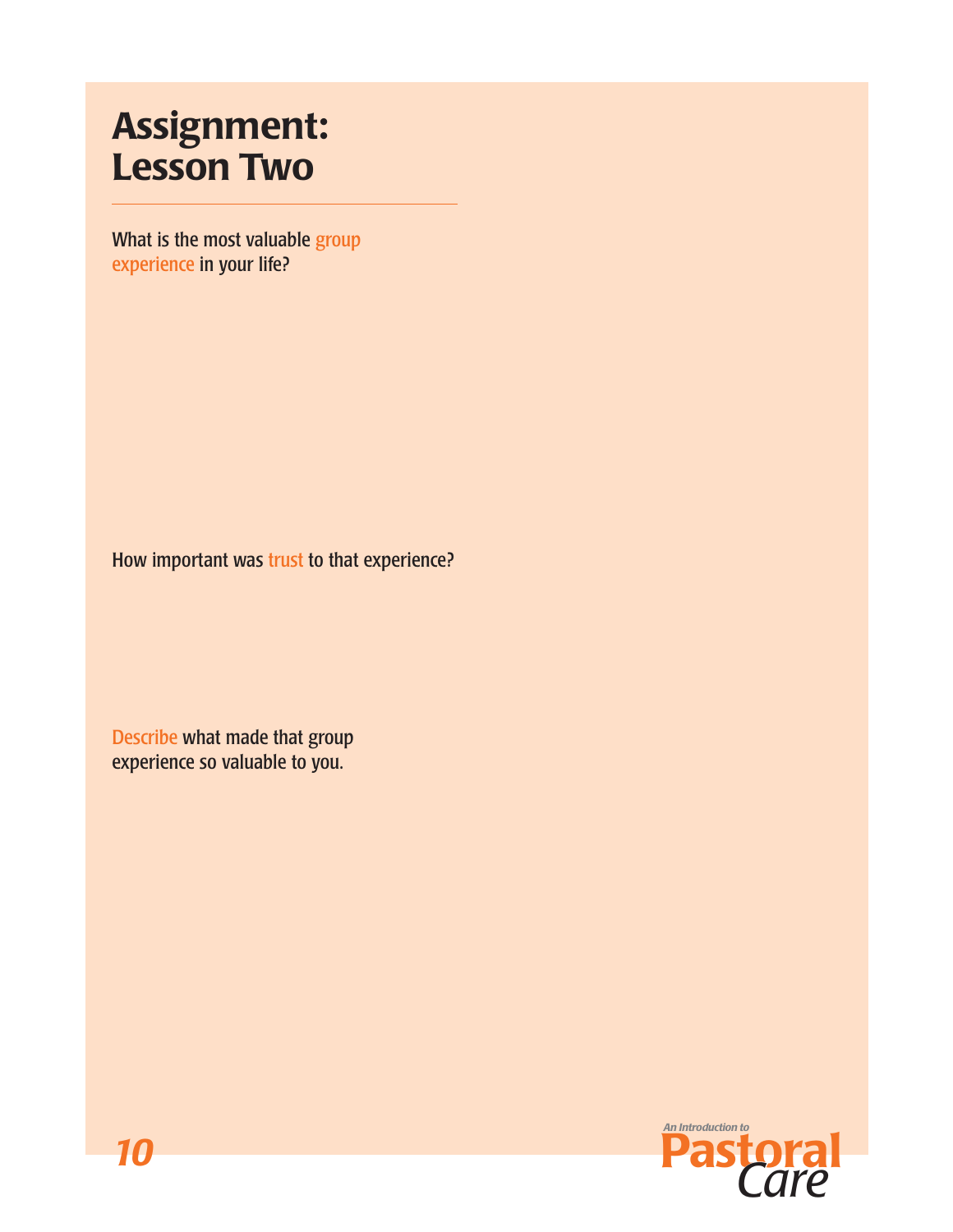# Assignment: Lesson Two

What is the most valuable group experience in your life?

How important was trust to that experience?

Describe what made that group experience so valuable to you.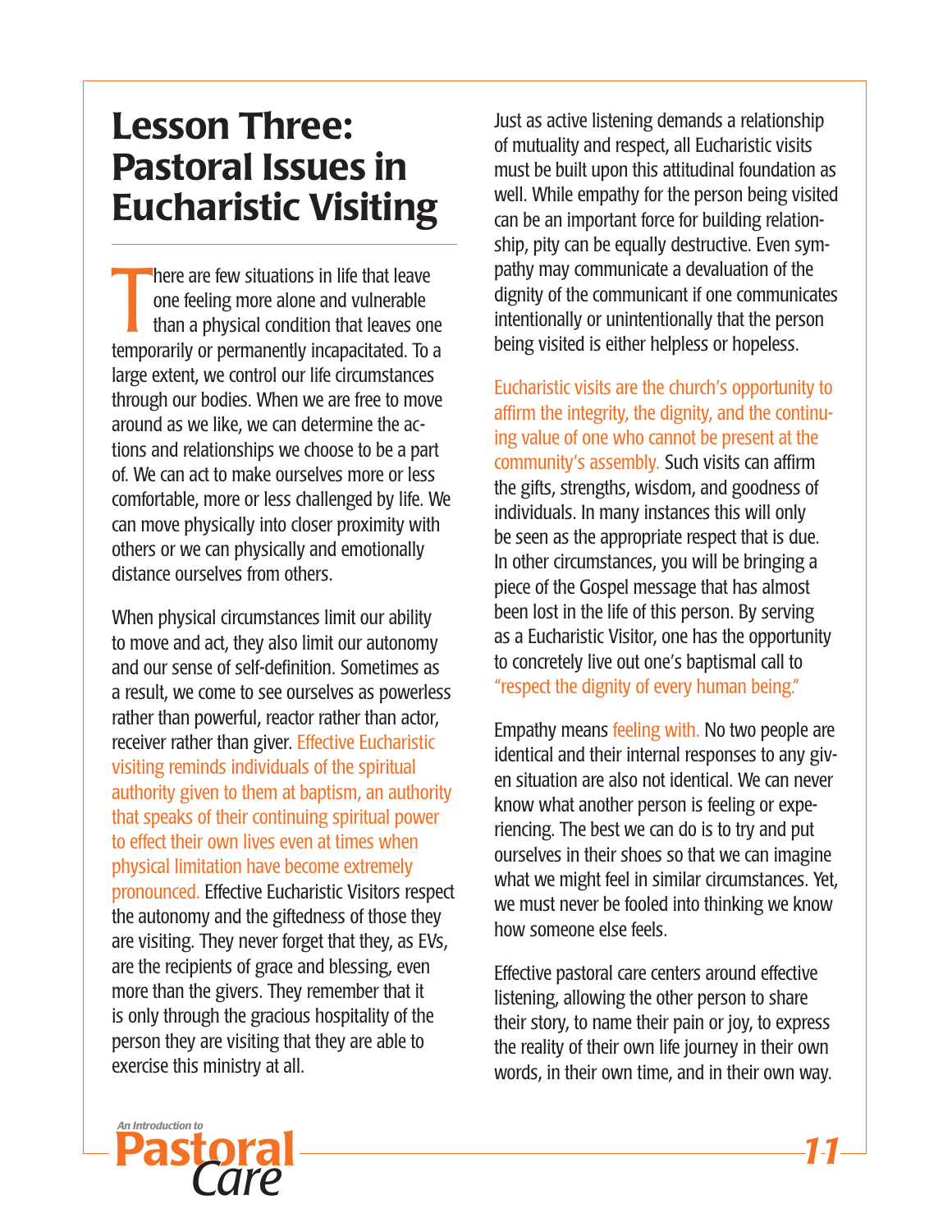# Lesson Three: Pastoral Issues in Eucharistic Visiting

There are few situations in life that leave one feeling more alone and vulnerable than a physical condition that leaves one temporarily or permanently incapacitated. To a large extent, we control our life circumstances through our bodies. When we are free to move around as we like, we can determine the actions and relationships we choose to be a part of. We can act to make ourselves more or less comfortable, more or less challenged by life. We can move physically into closer proximity with others or we can physically and emotionally distance ourselves from others.

When physical circumstances limit our ability to move and act, they also limit our autonomy and our sense of self-definition. Sometimes as a result, we come to see ourselves as powerless rather than powerful, reactor rather than actor, receiver rather than giver. Effective Eucharistic visiting reminds individuals of the spiritual authority given to them at baptism, an authority that speaks of their continuing spiritual power to effect their own lives even at times when physical limitation have become extremely pronounced. Effective Eucharistic Visitors respect the autonomy and the giftedness of those they are visiting. They never forget that they, as EVs, are the recipients of grace and blessing, even more than the givers. They remember that it is only through the gracious hospitality of the person they are visiting that they are able to exercise this ministry at all.

Just as active listening demands a relationship of mutuality and respect, all Eucharistic visits must be built upon this attitudinal foundation as well. While empathy for the person being visited can be an important force for building relationship, pity can be equally destructive. Even sympathy may communicate a devaluation of the dignity of the communicant if one communicates intentionally or unintentionally that the person being visited is either helpless or hopeless.

Eucharistic visits are the church's opportunity to affirm the integrity, the dignity, and the continuing value of one who cannot be present at the community's assembly. Such visits can affirm the gifts, strengths, wisdom, and goodness of individuals. In many instances this will only be seen as the appropriate respect that is due. In other circumstances, you will be bringing a piece of the Gospel message that has almost been lost in the life of this person. By serving as a Eucharistic Visitor, one has the opportunity to concretely live out one's baptismal call to "respect the dignity of every human being."

Empathy means feeling with. No two people are identical and their internal responses to any given situation are also not identical. We can never know what another person is feeling or experiencing. The best we can do is to try and put ourselves in their shoes so that we can imagine what we might feel in similar circumstances. Yet, we must never be fooled into thinking we know how someone else feels.

Effective pastoral care centers around effective listening, allowing the other person to share their story, to name their pain or joy, to express the reality of their own life journey in their own words, in their own time, and in their own way.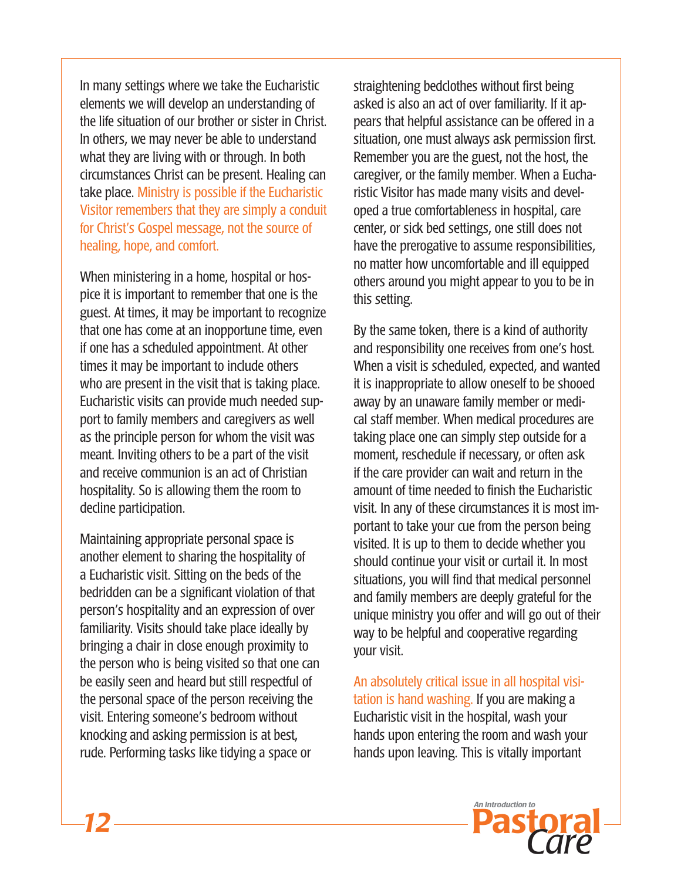In many settings where we take the Eucharistic elements we will develop an understanding of the life situation of our brother or sister in Christ. In others, we may never be able to understand what they are living with or through. In both circumstances Christ can be present. Healing can take place. Ministry is possible if the Eucharistic Visitor remembers that they are simply a conduit for Christ's Gospel message, not the source of healing, hope, and comfort.

When ministering in a home, hospital or hospice it is important to remember that one is the guest. At times, it may be important to recognize that one has come at an inopportune time, even if one has a scheduled appointment. At other times it may be important to include others who are present in the visit that is taking place. Eucharistic visits can provide much needed support to family members and caregivers as well as the principle person for whom the visit was meant. Inviting others to be a part of the visit and receive communion is an act of Christian hospitality. So is allowing them the room to decline participation.

Maintaining appropriate personal space is another element to sharing the hospitality of a Eucharistic visit. Sitting on the beds of the bedridden can be a significant violation of that person's hospitality and an expression of over familiarity. Visits should take place ideally by bringing a chair in close enough proximity to the person who is being visited so that one can be easily seen and heard but still respectful of the personal space of the person receiving the visit. Entering someone's bedroom without knocking and asking permission is at best, rude. Performing tasks like tidying a space or straightening bedclothes without first being asked is also an act of over familiarity. If it appears that helpful assistance can be offered in a situation, one must always ask permission first. Remember you are the guest, not the host, the caregiver, or the family member. When a Eucharistic Visitor has made many visits and developed a true comfortableness in hospital, care center, or sick bed settings, one still does not have the prerogative to assume responsibilities, no matter how uncomfortable and ill equipped others around you might appear to you to be in this setting.

By the same token, there is a kind of authority and responsibility one receives from one's host. When a visit is scheduled, expected, and wanted it is inappropriate to allow oneself to be shooed away by an unaware family member or medical staff member. When medical procedures are taking place one can simply step outside for a moment, reschedule if necessary, or often ask if the care provider can wait and return in the amount of time needed to finish the Eucharistic visit. In any of these circumstances it is most important to take your cue from the person being visited. It is up to them to decide whether you should continue your visit or curtail it. In most situations, you will find that medical personnel and family members are deeply grateful for the unique ministry you offer and will go out of their way to be helpful and cooperative regarding your visit.

An absolutely critical issue in all hospital visitation is hand washing. If you are making a Eucharistic visit in the hospital, wash your hands upon entering the room and wash your hands upon leaving. This is vitally important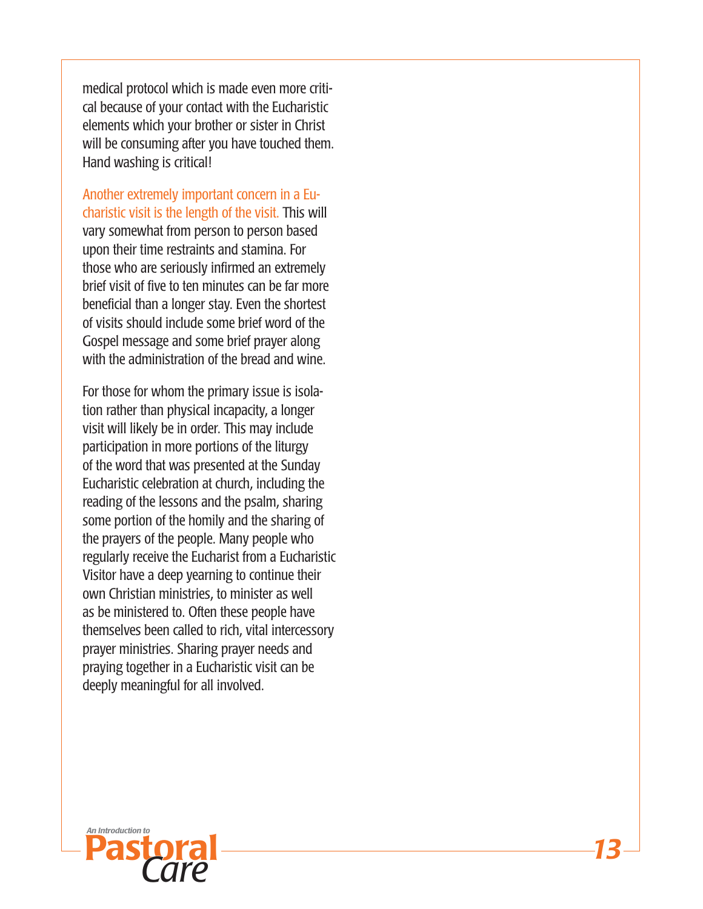medical protocol which is made even more critical because of your contact with the Eucharistic elements which your brother or sister in Christ will be consuming after you have touched them. Hand washing is critical!

Another extremely important concern in a Eucharistic visit is the length of the visit. This will vary somewhat from person to person based upon their time restraints and stamina. For those who are seriously infirmed an extremely brief visit of five to ten minutes can be far more beneficial than a longer stay. Even the shortest of visits should include some brief word of the Gospel message and some brief prayer along with the administration of the bread and wine.

For those for whom the primary issue is isolation rather than physical incapacity, a longer visit will likely be in order. This may include participation in more portions of the liturgy of the word that was presented at the Sunday Eucharistic celebration at church, including the reading of the lessons and the psalm, sharing some portion of the homily and the sharing of the prayers of the people. Many people who regularly receive the Eucharist from a Eucharistic Visitor have a deep yearning to continue their own Christian ministries, to minister as well as be ministered to. Often these people have themselves been called to rich, vital intercessory prayer ministries. Sharing prayer needs and praying together in a Eucharistic visit can be deeply meaningful for all involved.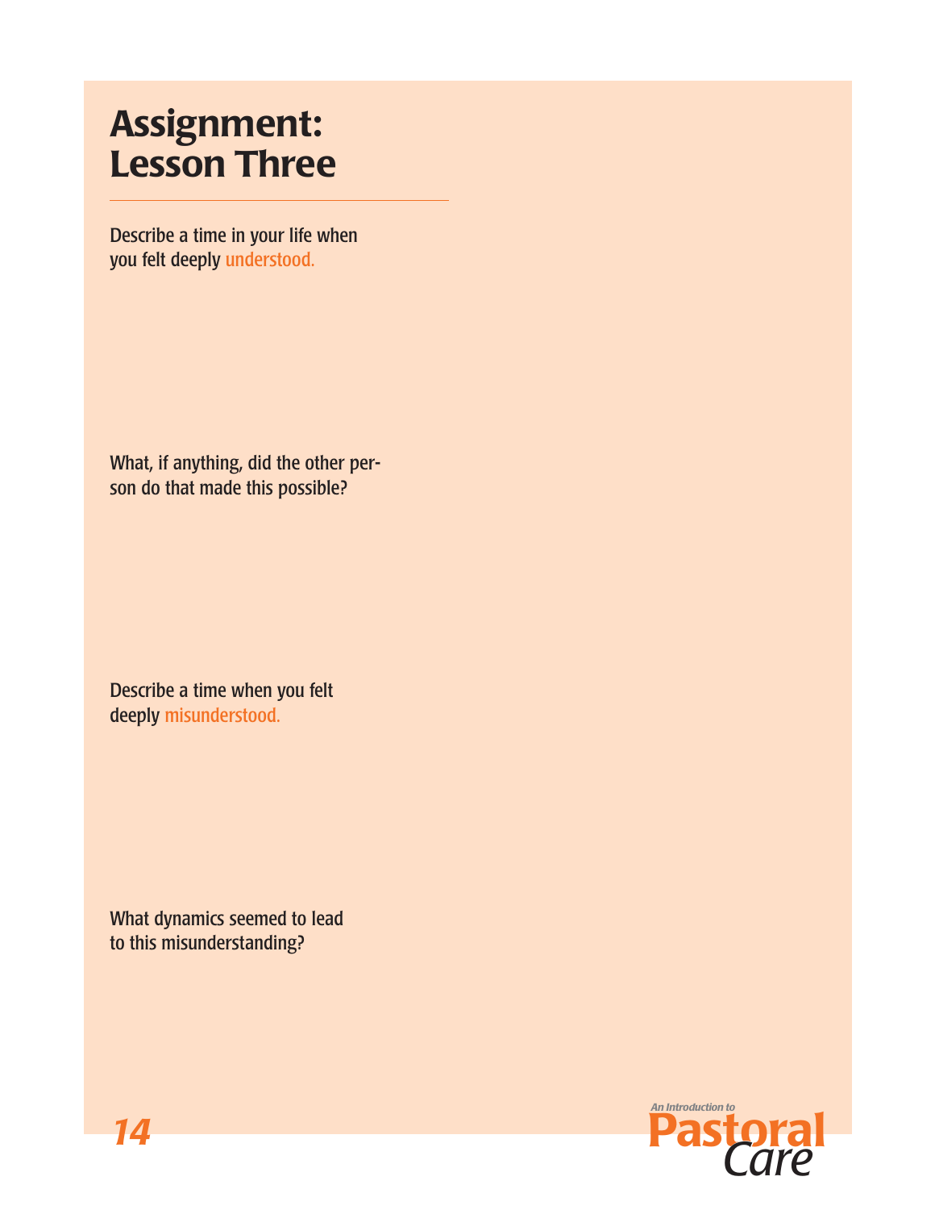# Assignment: Lesson Three

Describe a time in your life when you felt deeply understood.

What, if anything, did the other person do that made this possible?

Describe a time when you felt deeply misunderstood.

What dynamics seemed to lead to this misunderstanding?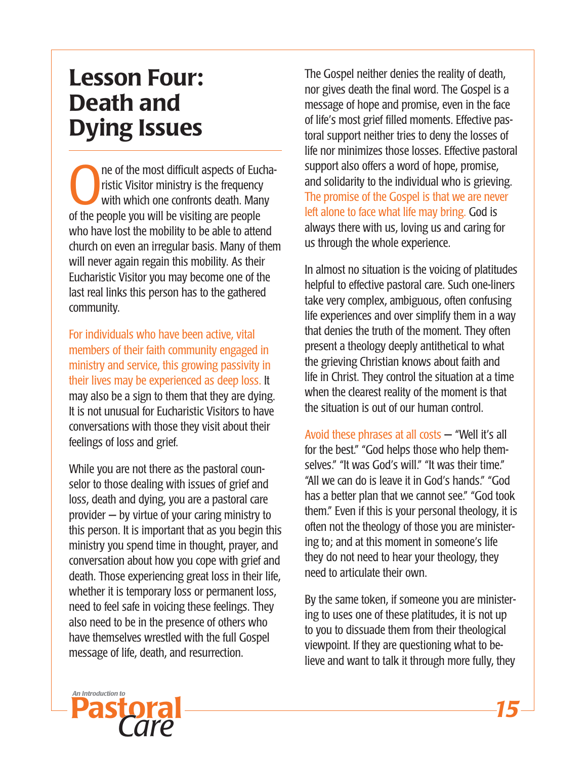# Lesson Four: Death and Dying Issues

One of the most difficult aspects of Eucharistic Visitor ministry is the frequency with which one confronts death. Many of the people you will be visiting are people who have lost the mobility to be able to attend church on even an irregular basis. Many of them will never again regain this mobility. As their Eucharistic Visitor you may become one of the last real links this person has to the gathered community.

For individuals who have been active, vital members of their faith community engaged in ministry and service, this growing passivity in their lives may be experienced as deep loss. It may also be a sign to them that they are dying. It is not unusual for Eucharistic Visitors to have conversations with those they visit about their feelings of loss and grief.

While you are not there as the pastoral counselor to those dealing with issues of grief and loss, death and dying, you are a pastoral care provider – by virtue of your caring ministry to this person. It is important that as you begin this ministry you spend time in thought, prayer, and conversation about how you cope with grief and death. Those experiencing great loss in their life, whether it is temporary loss or permanent loss, need to feel safe in voicing these feelings. They also need to be in the presence of others who have themselves wrestled with the full Gospel message of life, death, and resurrection.

The Gospel neither denies the reality of death, nor gives death the final word. The Gospel is a message of hope and promise, even in the face of life's most grief filled moments. Effective pastoral support neither tries to deny the losses of life nor minimizes those losses. Effective pastoral support also offers a word of hope, promise, and solidarity to the individual who is grieving. The promise of the Gospel is that we are never left alone to face what life may bring. God is always there with us, loving us and caring for us through the whole experience.

In almost no situation is the voicing of platitudes helpful to effective pastoral care. Such one-liners take very complex, ambiguous, often confusing life experiences and over simplify them in a way that denies the truth of the moment. They often present a theology deeply antithetical to what the grieving Christian knows about faith and life in Christ. They control the situation at a time when the clearest reality of the moment is that the situation is out of our human control.

Avoid these phrases at all costs – "Well it's all for the best." "God helps those who help themselves." "It was God's will." "It was their time." "All we can do is leave it in God's hands." "God has a better plan that we cannot see." "God took them." Even if this is your personal theology, it is often not the theology of those you are ministering to; and at this moment in someone's life they do not need to hear your theology, they need to articulate their own.

By the same token, if someone you are ministering to uses one of these platitudes, it is not up to you to dissuade them from their theological viewpoint. If they are questioning what to believe and want to talk it through more fully, they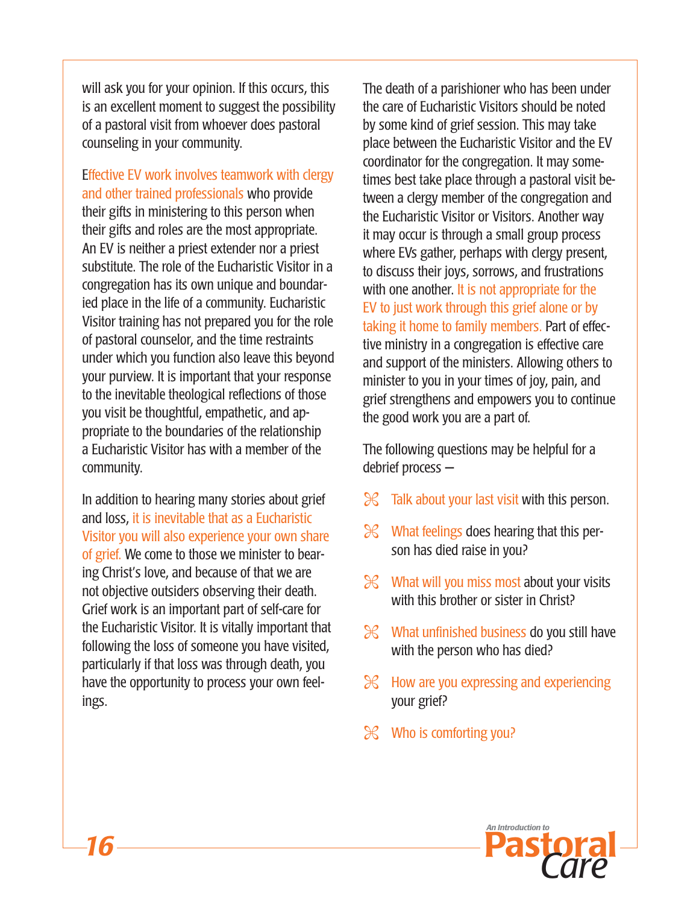will ask you for your opinion. If this occurs, this is an excellent moment to suggest the possibility of a pastoral visit from whoever does pastoral counseling in your community.

Effective EV work involves teamwork with clergy and other trained professionals who provide their gifts in ministering to this person when their gifts and roles are the most appropriate. An EV is neither a priest extender nor a priest substitute. The role of the Eucharistic Visitor in a congregation has its own unique and boundaried place in the life of a community. Eucharistic Visitor training has not prepared you for the role of pastoral counselor, and the time restraints under which you function also leave this beyond your purview. It is important that your response to the inevitable theological reflections of those you visit be thoughtful, empathetic, and appropriate to the boundaries of the relationship a Eucharistic Visitor has with a member of the community.

In addition to hearing many stories about grief and loss, it is inevitable that as a Eucharistic Visitor you will also experience your own share of grief. We come to those we minister to bearing Christ's love, and because of that we are not objective outsiders observing their death. Grief work is an important part of self-care for the Eucharistic Visitor. It is vitally important that following the loss of someone you have visited, particularly if that loss was through death, you have the opportunity to process your own feelings.

The death of a parishioner who has been under the care of Eucharistic Visitors should be noted by some kind of grief session. This may take place between the Eucharistic Visitor and the EV coordinator for the congregation. It may sometimes best take place through a pastoral visit between a clergy member of the congregation and the Eucharistic Visitor or Visitors. Another way it may occur is through a small group process where EVs gather, perhaps with clergy present, to discuss their joys, sorrows, and frustrations with one another. It is not appropriate for the EV to just work through this grief alone or by taking it home to family members. Part of effective ministry in a congregation is effective care and support of the ministers. Allowing others to minister to you in your times of joy, pain, and grief strengthens and empowers you to continue the good work you are a part of.

The following questions may be helpful for a debrief process –

- Talk about your last visit with this person.
- What feelings does hearing that this person has died raise in you?
- What will you miss most about your visits with this brother or sister in Christ?
- What unfinished business do you still have with the person who has died?
- How are you expressing and experiencing your grief?
- Who is comforting you?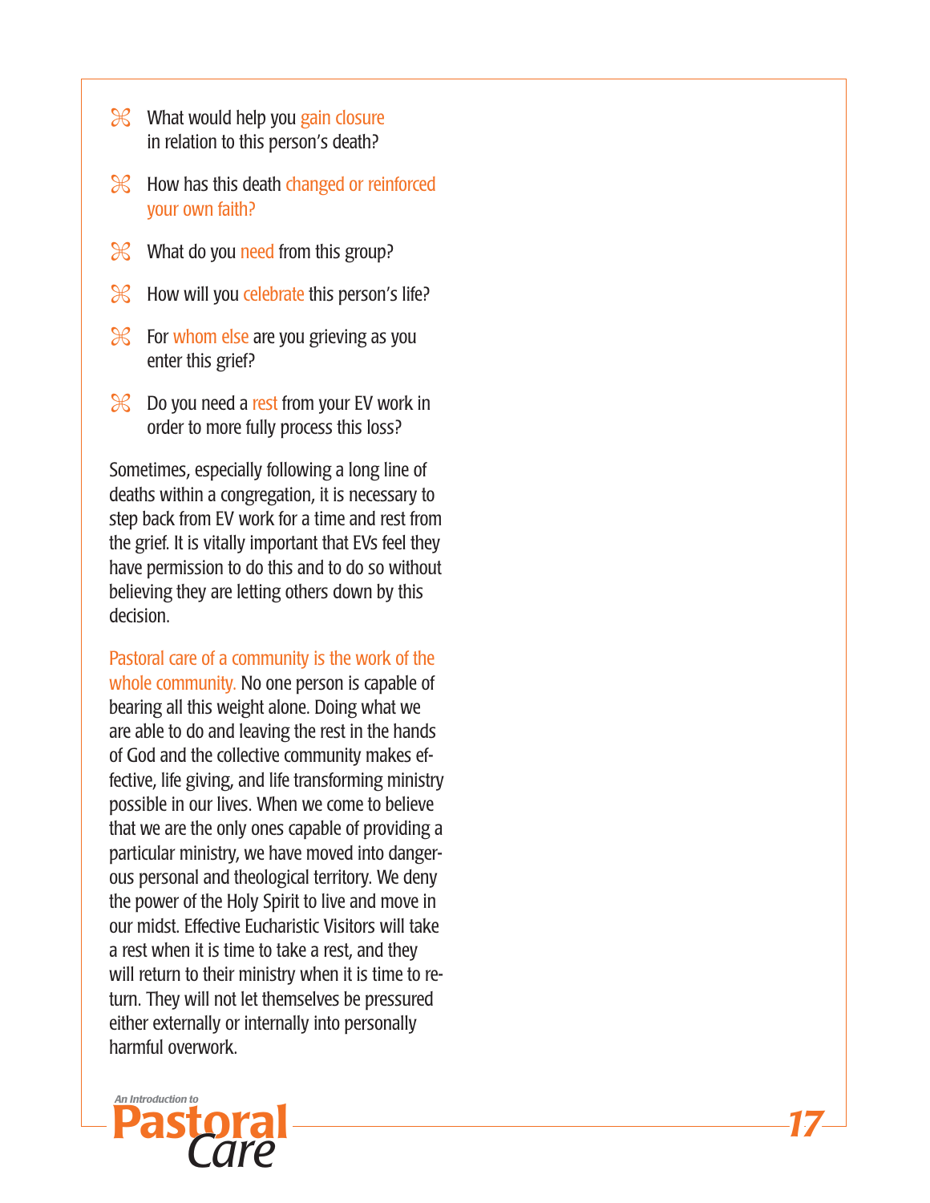- What would help you gain closure in relation to this person's death?
- How has this death changed or reinforced your own faith?
- What do you need from this group?
- How will you celebrate this person's life?
- For whom else are you grieving as you enter this grief?
- Do you need a rest from your EV work in order to more fully process this loss?

Sometimes, especially following a long line of deaths within a congregation, it is necessary to step back from EV work for a time and rest from the grief. It is vitally important that EVs feel they have permission to do this and to do so without believing they are letting others down by this decision.

Pastoral care of a community is the work of the whole community. No one person is capable of bearing all this weight alone. Doing what we are able to do and leaving the rest in the hands of God and the collective community makes effective, life giving, and life transforming ministry possible in our lives. When we come to believe that we are the only ones capable of providing a particular ministry, we have moved into dangerous personal and theological territory. We deny the power of the Holy Spirit to live and move in our midst. Effective Eucharistic Visitors will take a rest when it is time to take a rest, and they will return to their ministry when it is time to return. They will not let themselves be pressured either externally or internally into personally harmful overwork.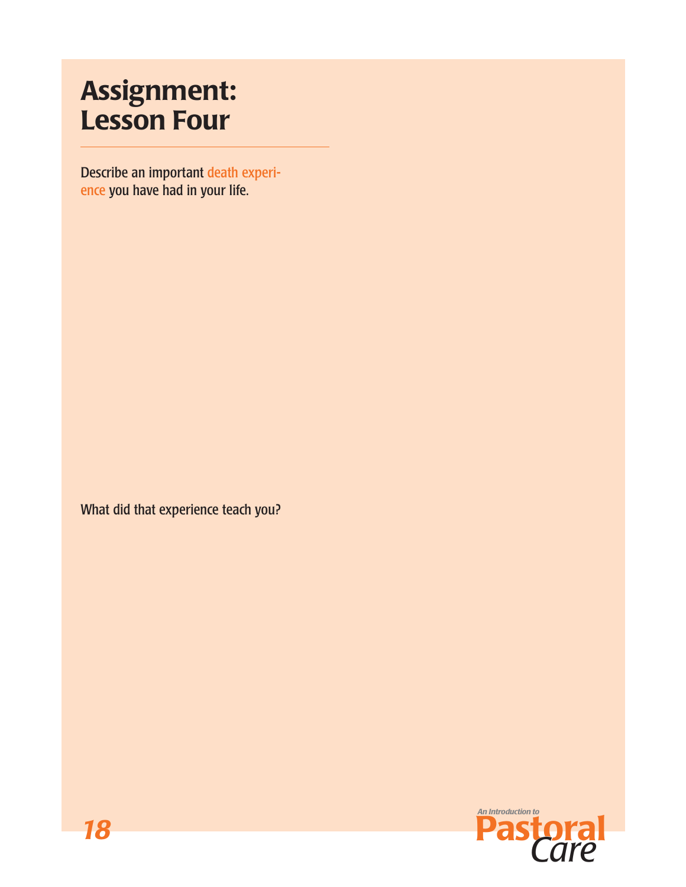# Assignment: Lesson Four

Describe an important death experience you have had in your life.

What did that experience teach you?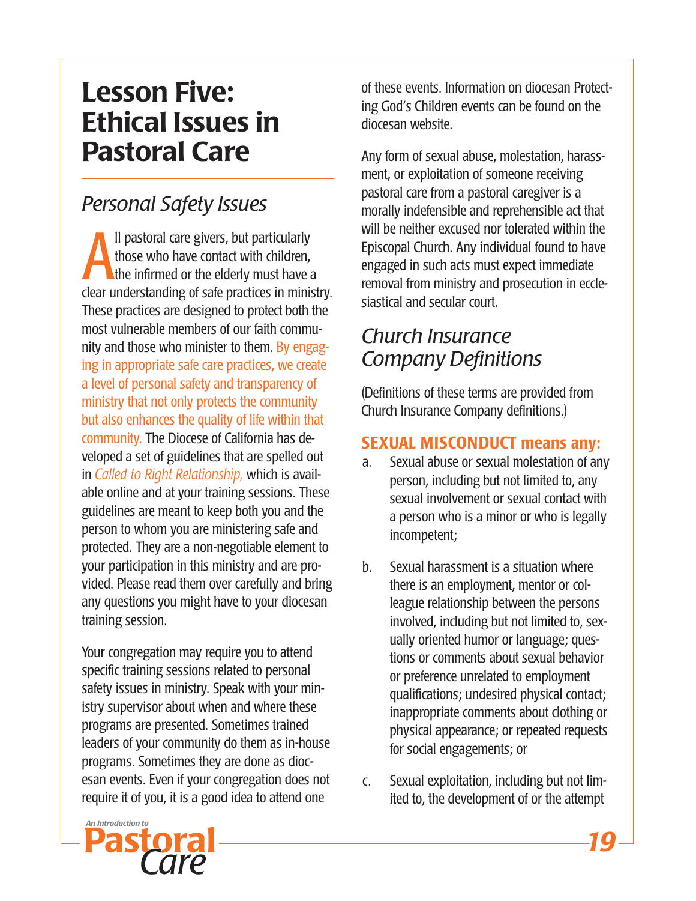# Lesson Five: Ethical Issues in Pastoral Care

## Personal Safety Issues

All pastoral care givers, but particularly those who have contact with children, the infirmed or the elderly must have a clear understanding of safe practices in ministry. These practices are designed to protect both the most vulnerable members of our faith community and those who minister to them. By engaging in appropriate safe care practices, we create a level of personal safety and transparency of ministry that not only protects the community but also enhances the quality of life within that community. The Diocese of California has developed a set of guidelines that are spelled out in *Called to Right Relationship,* which is available online and at your training sessions. These guidelines are meant to keep both you and the person to whom you are ministering safe and protected. They are a non-negotiable element to your participation in this ministry and are provided. Please read them over carefully and bring any questions you might have to your diocesan training session.

Your congregation may require you to attend specific training sessions related to personal safety issues in ministry. Speak with your ministry supervisor about when and where these programs are presented. Sometimes trained leaders of your community do them as in-house programs. Sometimes they are done as diocesan events. Even if your congregation does not require it of you, it is a good idea to attend one of these events. Information on diocesan Protecting God's Children events can be found on the diocesan website.

Any form of sexual abuse, molestation, harassment, or exploitation of someone receiving pastoral care from a pastoral caregiver is a morally indefensible and reprehensible act that will be neither excused nor tolerated within the Episcopal Church. Any individual found to have engaged in such acts must expect immediate removal from ministry and prosecution in ecclesiastical and secular court.

## Church Insurance Company Definitions

(Definitions of these terms are provided from Church Insurance Company definitions.)

### SEXUAL MISCONDUCT means any:

a. Sexual abuse or sexual molestation of any person, including but not limited to, any sexual involvement or sexual contact with a person who is a minor or who is legally incompetent;

b. Sexual harassment is a situation where there is an employment, mentor or colleague relationship between the persons involved, including but not limited to, sexually oriented humor or language; questions or comments about sexual behavior or preference unrelated to employment qualifications; undesired physical contact; inappropriate comments about clothing or physical appearance; or repeated requests for social engagements; or

c. Sexual exploitation, including but not limited to, the development of or the attempt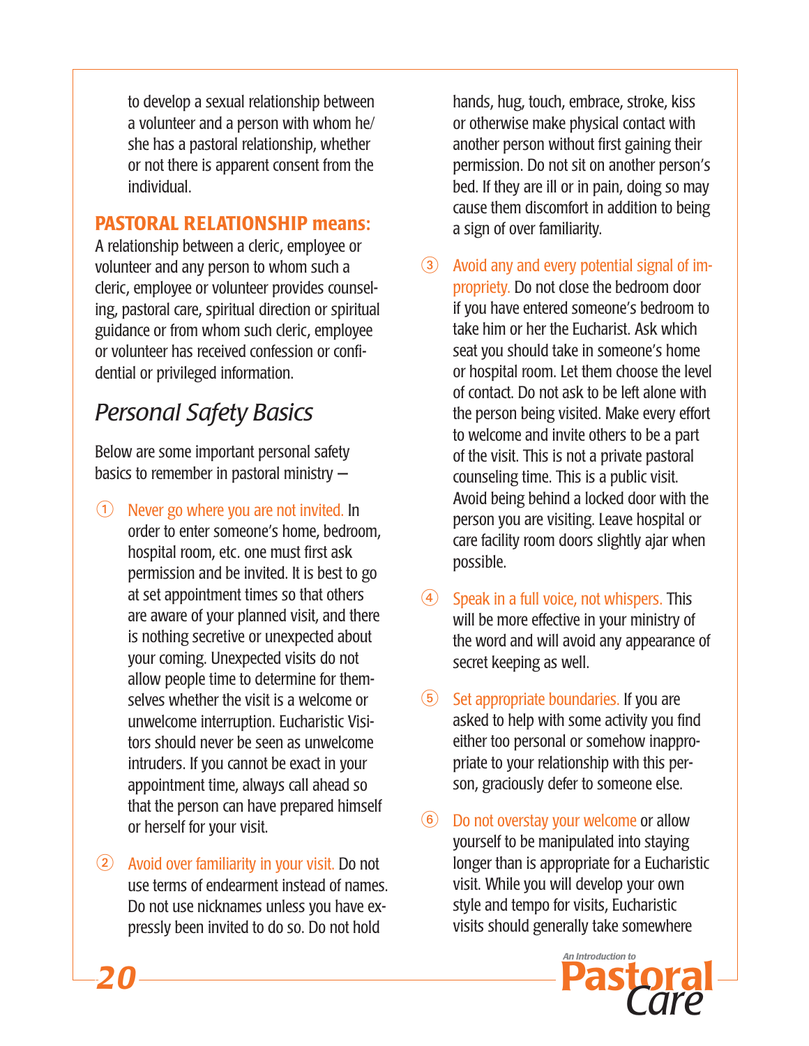to develop a sexual relationship between a volunteer and a person with whom he/she has a pastoral relationship, whether or not there is apparent consent from the individual.

**PASTORAL RELATIONSHIP means:**
A relationship between a cleric, employee or volunteer and any person to whom such a cleric, employee or volunteer provides counseling, pastoral care, spiritual direction or spiritual guidance or from whom such cleric, employee or volunteer has received confession or confidential or privileged information.

## *Personal Safety Basics*

Below are some important personal safety basics to remember in pastoral ministry –

1. Never go where you are not invited. In order to enter someone's home, bedroom, hospital room, etc. one must first ask permission and be invited. It is best to go at set appointment times so that others are aware of your planned visit, and there is nothing secretive or unexpected about your coming. Unexpected visits do not allow people time to determine for themselves whether the visit is a welcome or unwelcome interruption. Eucharistic Visitors should never be seen as unwelcome intruders. If you cannot be exact in your appointment time, always call ahead so that the person can have prepared himself or herself for your visit.

2. Avoid over familiarity in your visit. Do not use terms of endearment instead of names. Do not use nicknames unless you have expressly been invited to do so. Do not hold hands, hug, touch, embrace, stroke, kiss or otherwise make physical contact with another person without first gaining their permission. Do not sit on another person's bed. If they are ill or in pain, doing so may cause them discomfort in addition to being a sign of over familiarity.

3. Avoid any and every potential signal of impropriety. Do not close the bedroom door if you have entered someone's bedroom to take him or her the Eucharist. Ask which seat you should take in someone's home or hospital room. Let them choose the level of contact. Do not ask to be left alone with the person being visited. Make every effort to welcome and invite others to be a part of the visit. This is not a private pastoral counseling time. This is a public visit. Avoid being behind a locked door with the person you are visiting. Leave hospital or care facility room doors slightly ajar when possible.

4. Speak in a full voice, not whispers. This will be more effective in your ministry of the word and will avoid any appearance of secret keeping as well.

5. Set appropriate boundaries. If you are asked to help with some activity you find either too personal or somehow inappropriate to your relationship with this person, graciously defer to someone else.

6. Do not overstay your welcome or allow yourself to be manipulated into staying longer than is appropriate for a Eucharistic visit. While you will develop your own style and tempo for visits, Eucharistic visits should generally take somewhere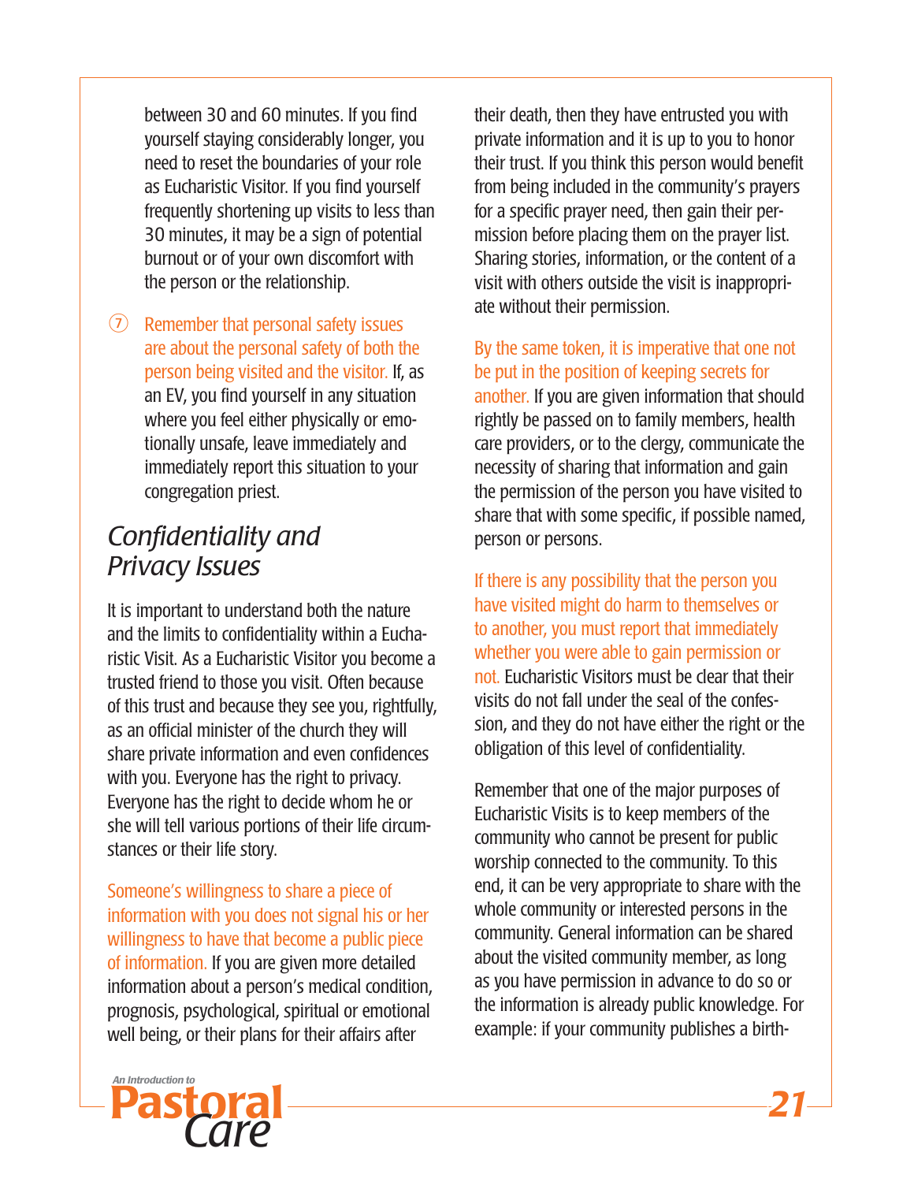between 30 and 60 minutes. If you find yourself staying considerably longer, you need to reset the boundaries of your role as Eucharistic Visitor. If you find yourself frequently shortening up visits to less than 30 minutes, it may be a sign of potential burnout or of your own discomfort with the person or the relationship.

7. Remember that personal safety issues are about the personal safety of both the person being visited and the visitor. If, as an EV, you find yourself in any situation where you feel either physically or emotionally unsafe, leave immediately and immediately report this situation to your congregation priest.

## *Confidentiality and Privacy Issues*

It is important to understand both the nature and the limits to confidentiality within a Eucharistic Visit. As a Eucharistic Visitor you become a trusted friend to those you visit. Often because of this trust and because they see you, rightfully, as an official minister of the church they will share private information and even confidences with you. Everyone has the right to privacy. Everyone has the right to decide whom he or she will tell various portions of their life circumstances or their life story.

Someone's willingness to share a piece of information with you does not signal his or her willingness to have that become a public piece of information. If you are given more detailed information about a person's medical condition, prognosis, psychological, spiritual or emotional well being, or their plans for their affairs after their death, then they have entrusted you with private information and it is up to you to honor their trust. If you think this person would benefit from being included in the community's prayers for a specific prayer need, then gain their permission before placing them on the prayer list. Sharing stories, information, or the content of a visit with others outside the visit is inappropriate without their permission.

By the same token, it is imperative that one not be put in the position of keeping secrets for another. If you are given information that should rightly be passed on to family members, health care providers, or to the clergy, communicate the necessity of sharing that information and gain the permission of the person you have visited to share that with some specific, if possible named, person or persons.

If there is any possibility that the person you have visited might do harm to themselves or to another, you must report that immediately whether you were able to gain permission or not. Eucharistic Visitors must be clear that their visits do not fall under the seal of the confession, and they do not have either the right or the obligation of this level of confidentiality.

Remember that one of the major purposes of Eucharistic Visits is to keep members of the community who cannot be present for public worship connected to the community. To this end, it can be very appropriate to share with the whole community or interested persons in the community. General information can be shared about the visited community member, as long as you have permission in advance to do so or the information is already public knowledge. For example: if your community publishes a birth-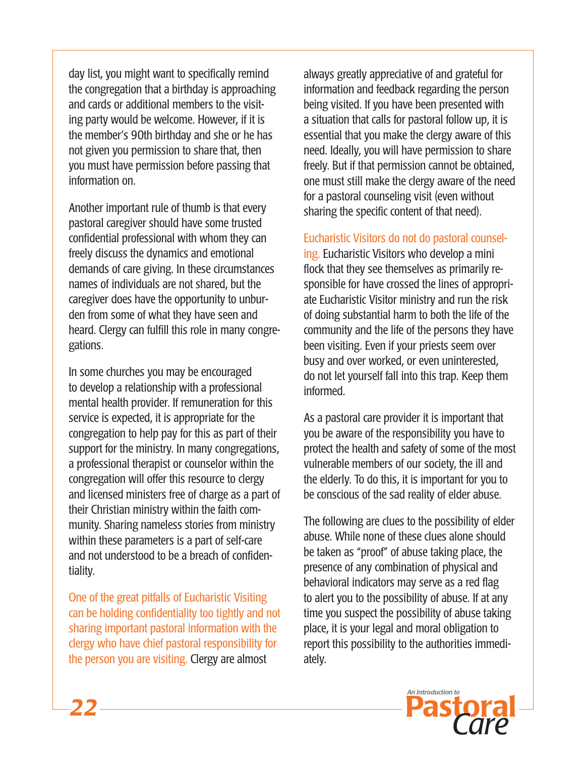day list, you might want to specifically remind the congregation that a birthday is approaching and cards or additional members to the visiting party would be welcome. However, if it is the member's 90th birthday and she or he has not given you permission to share that, then you must have permission before passing that information on.

Another important rule of thumb is that every pastoral caregiver should have some trusted confidential professional with whom they can freely discuss the dynamics and emotional demands of care giving. In these circumstances names of individuals are not shared, but the caregiver does have the opportunity to unburden from some of what they have seen and heard. Clergy can fulfill this role in many congregations.

In some churches you may be encouraged to develop a relationship with a professional mental health provider. If remuneration for this service is expected, it is appropriate for the congregation to help pay for this as part of their support for the ministry. In many congregations, a professional therapist or counselor within the congregation will offer this resource to clergy and licensed ministers free of charge as a part of their Christian ministry within the faith community. Sharing nameless stories from ministry within these parameters is a part of self-care and not understood to be a breach of confidentiality.

**One of the great pitfalls of Eucharistic Visiting can be holding confidentiality too tightly and not sharing important pastoral information with the clergy who have chief pastoral responsibility for the person you are visiting.** Clergy are almost always greatly appreciative of and grateful for information and feedback regarding the person being visited. If you have been presented with a situation that calls for pastoral follow up, it is essential that you make the clergy aware of this need. Ideally, you will have permission to share freely. But if that permission cannot be obtained, one must still make the clergy aware of the need for a pastoral counseling visit (even without sharing the specific content of that need).

**Eucharistic Visitors do not do pastoral counseling.** Eucharistic Visitors who develop a mini flock that they see themselves as primarily responsible for have crossed the lines of appropriate Eucharistic Visitor ministry and run the risk of doing substantial harm to both the life of the community and the life of the persons they have been visiting. Even if your priests seem over busy and over worked, or even uninterested, do not let yourself fall into this trap. Keep them informed.

As a pastoral care provider it is important that you be aware of the responsibility you have to protect the health and safety of some of the most vulnerable members of our society, the ill and the elderly. To do this, it is important for you to be conscious of the sad reality of elder abuse.

The following are clues to the possibility of elder abuse. While none of these clues alone should be taken as "proof" of abuse taking place, the presence of any combination of physical and behavioral indicators may serve as a red flag to alert you to the possibility of abuse. If at any time you suspect the possibility of abuse taking place, it is your legal and moral obligation to report this possibility to the authorities immediately.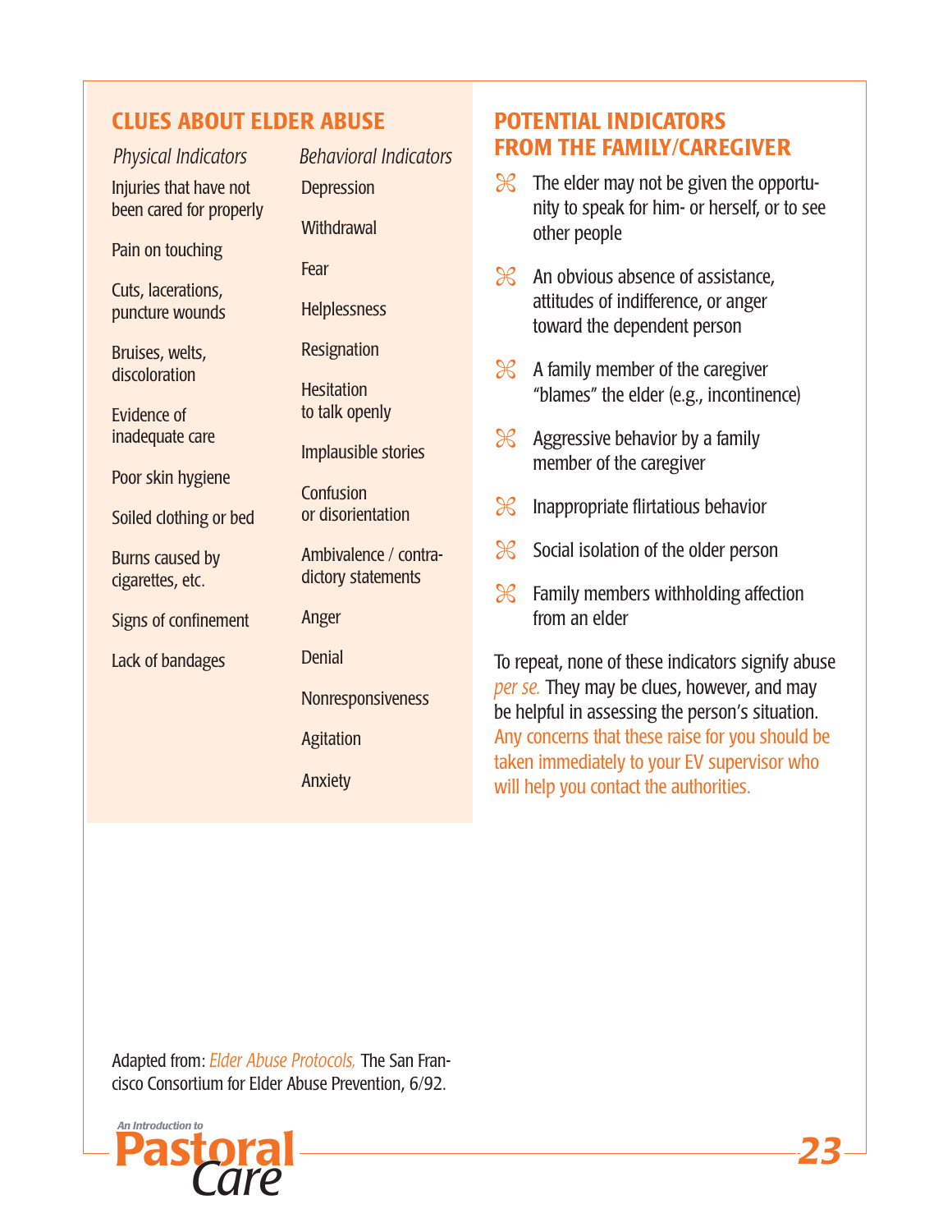## CLUES ABOUT ELDER ABUSE

| *Physical Indicators* | *Behavioral Indicators* |
|---|---|
| Injuries that have not been cared for properly | Depression |
| Pain on touching | Withdrawal |
| Cuts, lacerations, puncture wounds | Fear |
| Bruises, welts, discoloration | Helplessness |
| Evidence of inadequate care | Resignation |
| Poor skin hygiene | Hesitation to talk openly |
| Soiled clothing or bed | Implausible stories |
| Burns caused by cigarettes, etc. | Confusion or disorientation |
| Signs of confinement | Ambivalence / contradictory statements |
| Lack of bandages | Anger |
| | Denial |
| | Nonresponsiveness |
| | Agitation |
| | Anxiety |

## POTENTIAL INDICATORS FROM THE FAMILY/CAREGIVER

- The elder may not be given the opportunity to speak for him- or herself, or to see other people
- An obvious absence of assistance, attitudes of indifference, or anger toward the dependent person
- A family member of the caregiver "blames" the elder (e.g., incontinence)
- Aggressive behavior by a family member of the caregiver
- Inappropriate flirtatious behavior
- Social isolation of the older person
- Family members withholding affection from an elder

To repeat, none of these indicators signify abuse *per se.* They may be clues, however, and may be helpful in assessing the person's situation. Any concerns that these raise for you should be taken immediately to your EV supervisor who will help you contact the authorities.

Adapted from: *Elder Abuse Protocols,* The San Francisco Consortium for Elder Abuse Prevention, 6/92.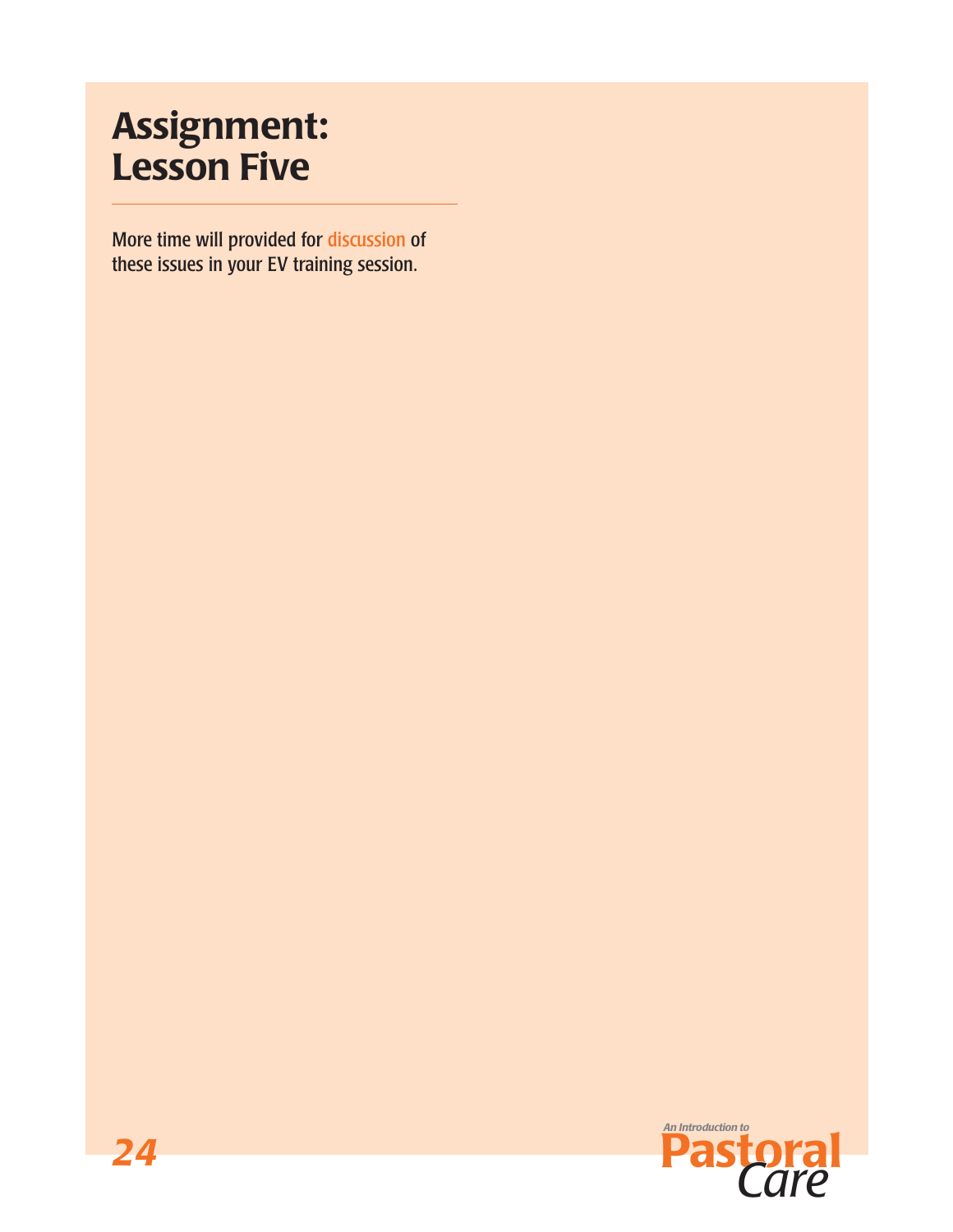# Assignment: Lesson Five

More time will provided for discussion of these issues in your EV training session.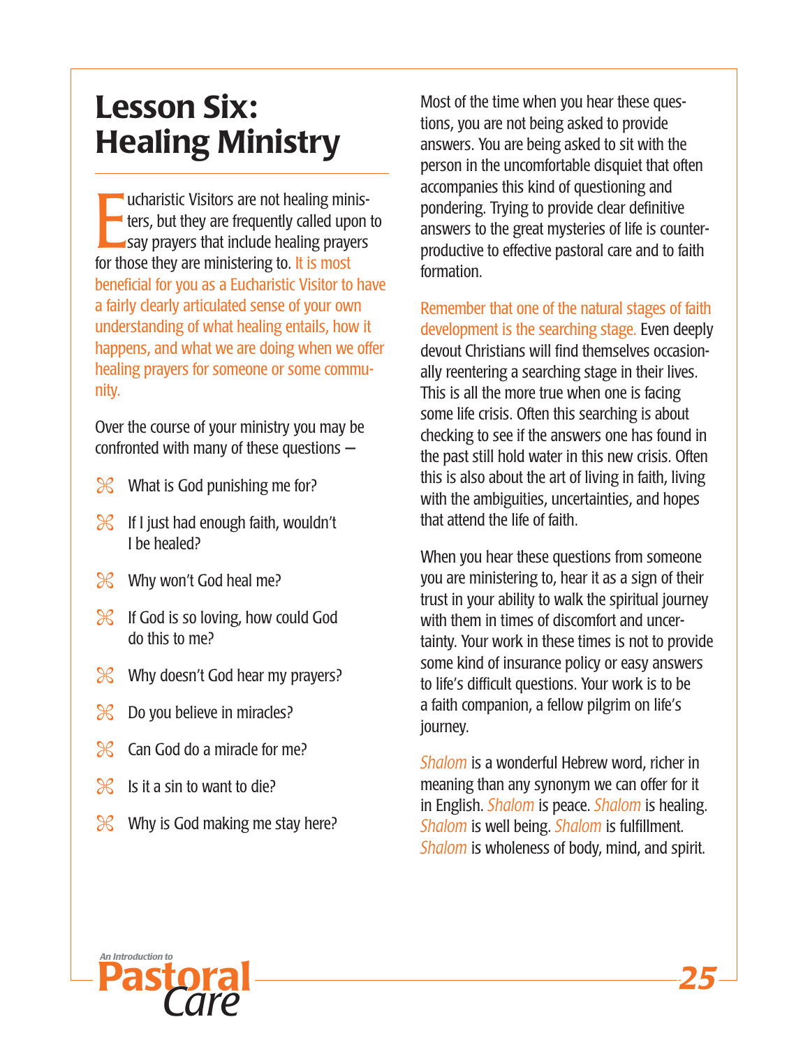# Lesson Six: Healing Ministry

Eucharistic Visitors are not healing ministers, but they are frequently called upon to say prayers that include healing prayers for those they are ministering to. It is most beneficial for you as a Eucharistic Visitor to have a fairly clearly articulated sense of your own understanding of what healing entails, how it happens, and what we are doing when we offer healing prayers for someone or some community.

Over the course of your ministry you may be confronted with many of these questions –

- What is God punishing me for?
- If I just had enough faith, wouldn't I be healed?
- Why won't God heal me?
- If God is so loving, how could God do this to me?
- Why doesn't God hear my prayers?
- Do you believe in miracles?
- Can God do a miracle for me?
- Is it a sin to want to die?
- Why is God making me stay here?

Most of the time when you hear these questions, you are not being asked to provide answers. You are being asked to sit with the person in the uncomfortable disquiet that often accompanies this kind of questioning and pondering. Trying to provide clear definitive answers to the great mysteries of life is counterproductive to effective pastoral care and to faith formation.

Remember that one of the natural stages of faith development is the searching stage. Even deeply devout Christians will find themselves occasionally reentering a searching stage in their lives. This is all the more true when one is facing some life crisis. Often this searching is about checking to see if the answers one has found in the past still hold water in this new crisis. Often this is also about the art of living in faith, living with the ambiguities, uncertainties, and hopes that attend the life of faith.

When you hear these questions from someone you are ministering to, hear it as a sign of their trust in your ability to walk the spiritual journey with them in times of discomfort and uncertainty. Your work in these times is not to provide some kind of insurance policy or easy answers to life's difficult questions. Your work is to be a faith companion, a fellow pilgrim on life's journey.

*Shalom* is a wonderful Hebrew word, richer in meaning than any synonym we can offer for it in English. *Shalom* is peace. *Shalom* is healing. *Shalom* is well being. *Shalom* is fulfillment. *Shalom* is wholeness of body, mind, and spirit.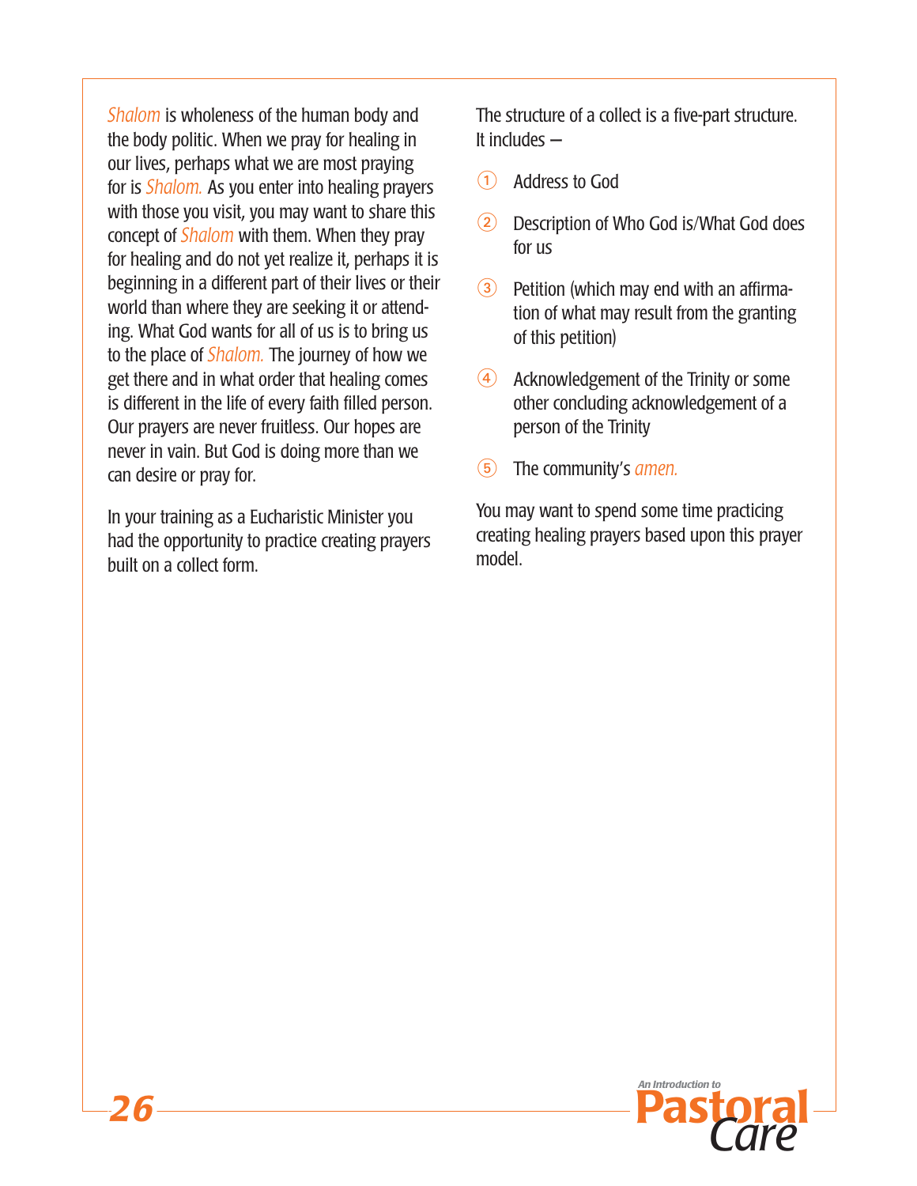*Shalom* is wholeness of the human body and the body politic. When we pray for healing in our lives, perhaps what we are most praying for is *Shalom.* As you enter into healing prayers with those you visit, you may want to share this concept of *Shalom* with them. When they pray for healing and do not yet realize it, perhaps it is beginning in a different part of their lives or their world than where they are seeking it or attending. What God wants for all of us is to bring us to the place of *Shalom.* The journey of how we get there and in what order that healing comes is different in the life of every faith filled person. Our prayers are never fruitless. Our hopes are never in vain. But God is doing more than we can desire or pray for.

In your training as a Eucharistic Minister you had the opportunity to practice creating prayers built on a collect form.

The structure of a collect is a five-part structure. It includes –

1. Address to God
2. Description of Who God is/What God does for us
3. Petition (which may end with an affirmation of what may result from the granting of this petition)
4. Acknowledgement of the Trinity or some other concluding acknowledgement of a person of the Trinity
5. The community's *amen.*

You may want to spend some time practicing creating healing prayers based upon this prayer model.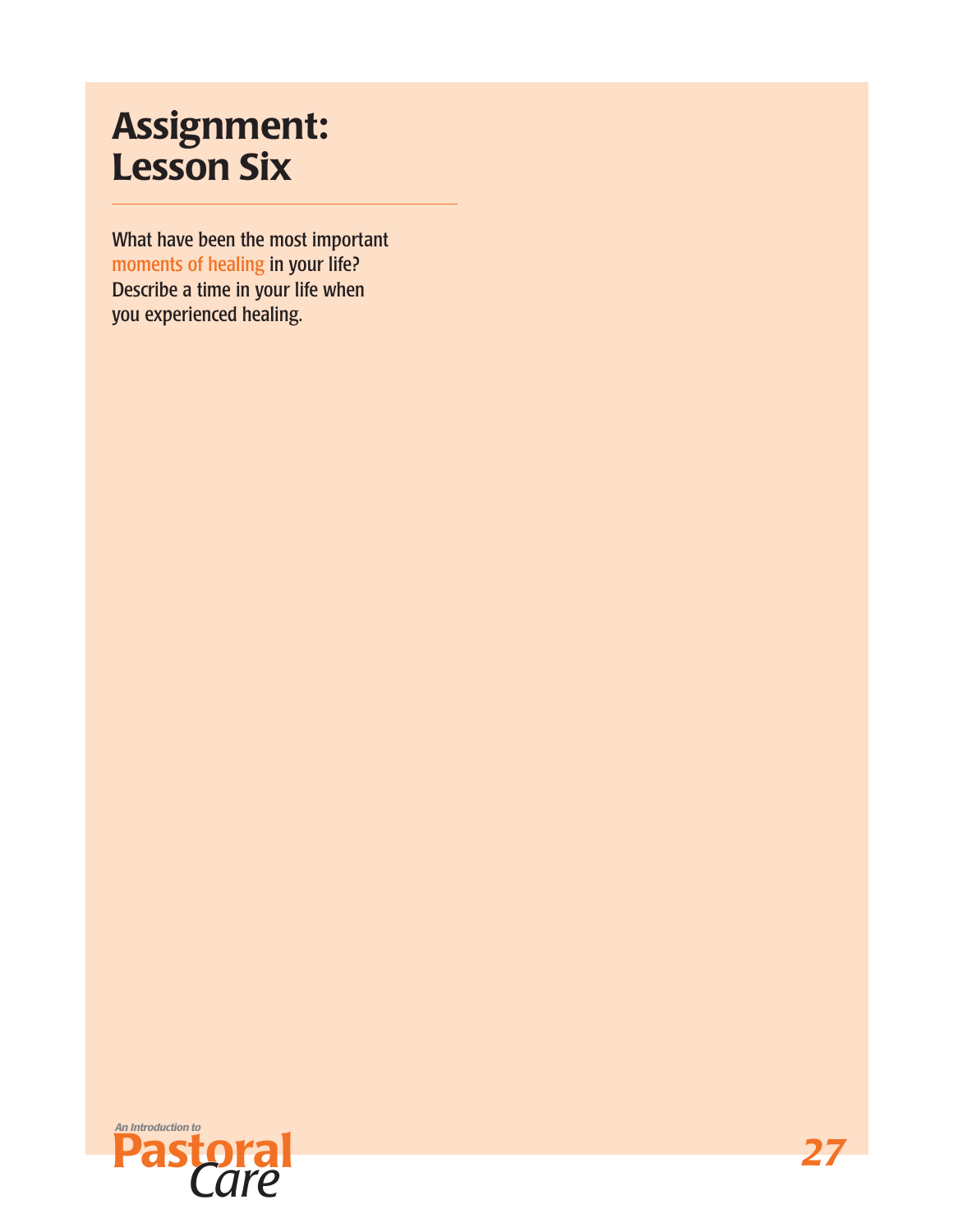# Assignment: Lesson Six

What have been the most important moments of healing in your life? Describe a time in your life when you experienced healing.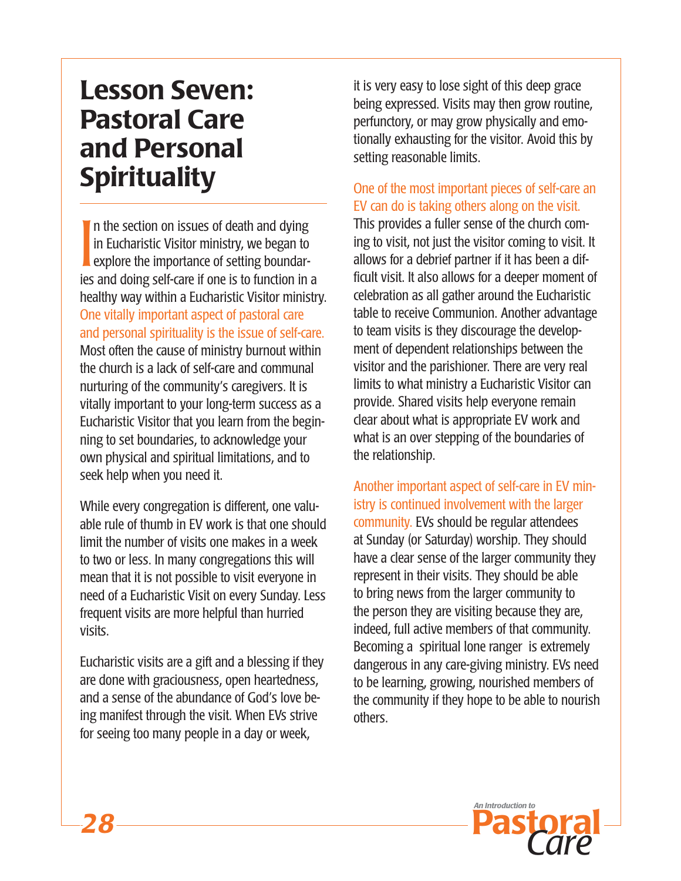# Lesson Seven: Pastoral Care and Personal Spirituality

In the section on issues of death and dying in Eucharistic Visitor ministry, we began to explore the importance of setting boundaries and doing self-care if one is to function in a healthy way within a Eucharistic Visitor ministry. One vitally important aspect of pastoral care and personal spirituality is the issue of self-care. Most often the cause of ministry burnout within the church is a lack of self-care and communal nurturing of the community's caregivers. It is vitally important to your long-term success as a Eucharistic Visitor that you learn from the beginning to set boundaries, to acknowledge your own physical and spiritual limitations, and to seek help when you need it.

While every congregation is different, one valuable rule of thumb in EV work is that one should limit the number of visits one makes in a week to two or less. In many congregations this will mean that it is not possible to visit everyone in need of a Eucharistic Visit on every Sunday. Less frequent visits are more helpful than hurried visits.

Eucharistic visits are a gift and a blessing if they are done with graciousness, open heartedness, and a sense of the abundance of God's love being manifest through the visit. When EVs strive for seeing too many people in a day or week, it is very easy to lose sight of this deep grace being expressed. Visits may then grow routine, perfunctory, or may grow physically and emotionally exhausting for the visitor. Avoid this by setting reasonable limits.

One of the most important pieces of self-care an EV can do is taking others along on the visit. This provides a fuller sense of the church coming to visit, not just the visitor coming to visit. It allows for a debrief partner if it has been a difficult visit. It also allows for a deeper moment of celebration as all gather around the Eucharistic table to receive Communion. Another advantage to team visits is they discourage the development of dependent relationships between the visitor and the parishioner. There are very real limits to what ministry a Eucharistic Visitor can provide. Shared visits help everyone remain clear about what is appropriate EV work and what is an over stepping of the boundaries of the relationship.

Another important aspect of self-care in EV ministry is continued involvement with the larger community. EVs should be regular attendees at Sunday (or Saturday) worship. They should have a clear sense of the larger community they represent in their visits. They should be able to bring news from the larger community to the person they are visiting because they are, indeed, full active members of that community. Becoming a spiritual lone ranger is extremely dangerous in any care-giving ministry. EVs need to be learning, growing, nourished members of the community if they hope to be able to nourish others.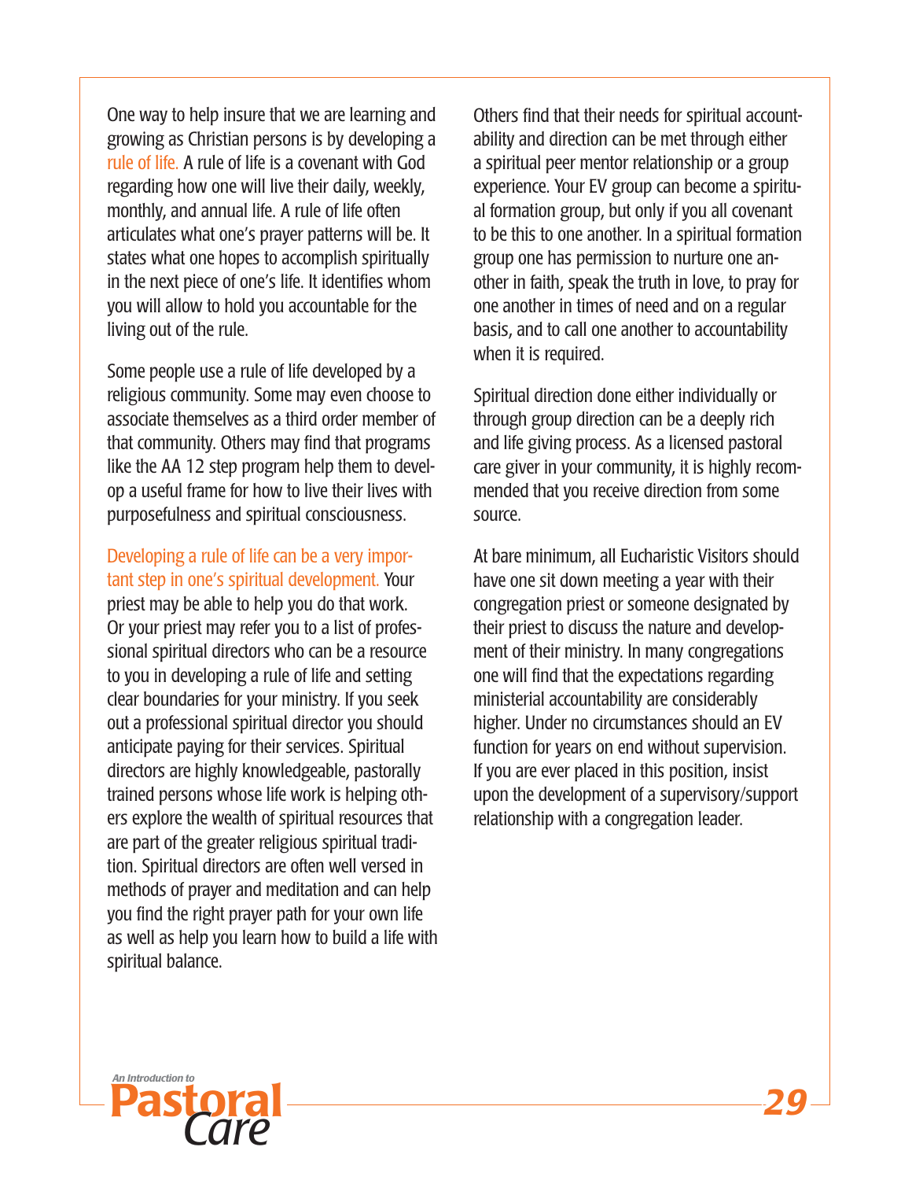One way to help insure that we are learning and growing as Christian persons is by developing a rule of life. A rule of life is a covenant with God regarding how one will live their daily, weekly, monthly, and annual life. A rule of life often articulates what one's prayer patterns will be. It states what one hopes to accomplish spiritually in the next piece of one's life. It identifies whom you will allow to hold you accountable for the living out of the rule.

Some people use a rule of life developed by a religious community. Some may even choose to associate themselves as a third order member of that community. Others may find that programs like the AA 12 step program help them to develop a useful frame for how to live their lives with purposefulness and spiritual consciousness.

Developing a rule of life can be a very important step in one's spiritual development. Your priest may be able to help you do that work. Or your priest may refer you to a list of professional spiritual directors who can be a resource to you in developing a rule of life and setting clear boundaries for your ministry. If you seek out a professional spiritual director you should anticipate paying for their services. Spiritual directors are highly knowledgeable, pastorally trained persons whose life work is helping others explore the wealth of spiritual resources that are part of the greater religious spiritual tradition. Spiritual directors are often well versed in methods of prayer and meditation and can help you find the right prayer path for your own life as well as help you learn how to build a life with spiritual balance.

Others find that their needs for spiritual accountability and direction can be met through either a spiritual peer mentor relationship or a group experience. Your EV group can become a spiritual formation group, but only if you all covenant to be this to one another. In a spiritual formation group one has permission to nurture one another in faith, speak the truth in love, to pray for one another in times of need and on a regular basis, and to call one another to accountability when it is required.

Spiritual direction done either individually or through group direction can be a deeply rich and life giving process. As a licensed pastoral care giver in your community, it is highly recommended that you receive direction from some source.

At bare minimum, all Eucharistic Visitors should have one sit down meeting a year with their congregation priest or someone designated by their priest to discuss the nature and development of their ministry. In many congregations one will find that the expectations regarding ministerial accountability are considerably higher. Under no circumstances should an EV function for years on end without supervision. If you are ever placed in this position, insist upon the development of a supervisory/support relationship with a congregation leader.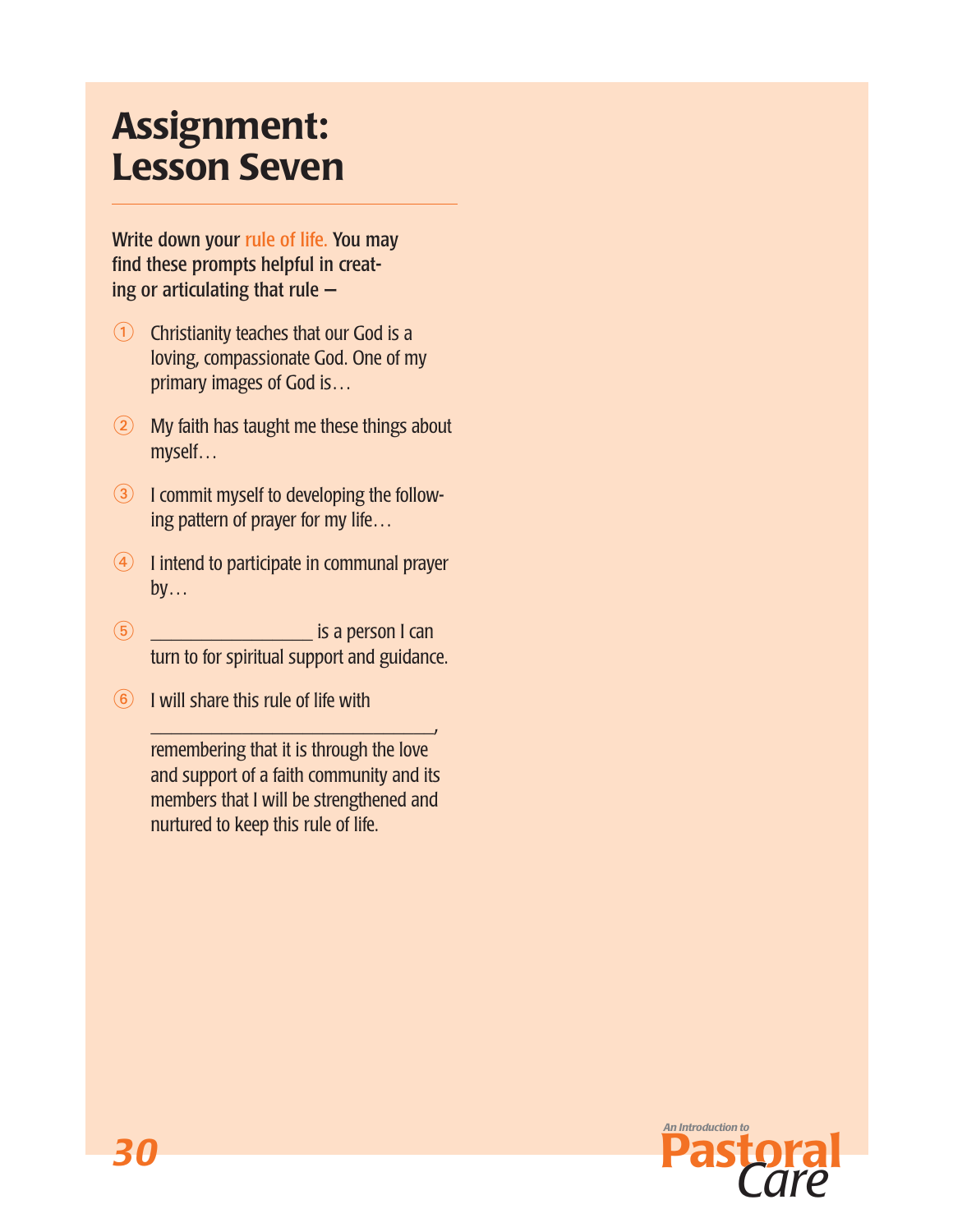# Assignment: Lesson Seven

Write down your rule of life. You may find these prompts helpful in creating or articulating that rule —

1. Christianity teaches that our God is a loving, compassionate God. One of my primary images of God is…
2. My faith has taught me these things about myself…
3. I commit myself to developing the following pattern of prayer for my life…
4. I intend to participate in communal prayer by…
5. _______________ is a person I can turn to for spiritual support and guidance.
6. I will share this rule of life with _________________________, remembering that it is through the love and support of a faith community and its members that I will be strengthened and nurtured to keep this rule of life.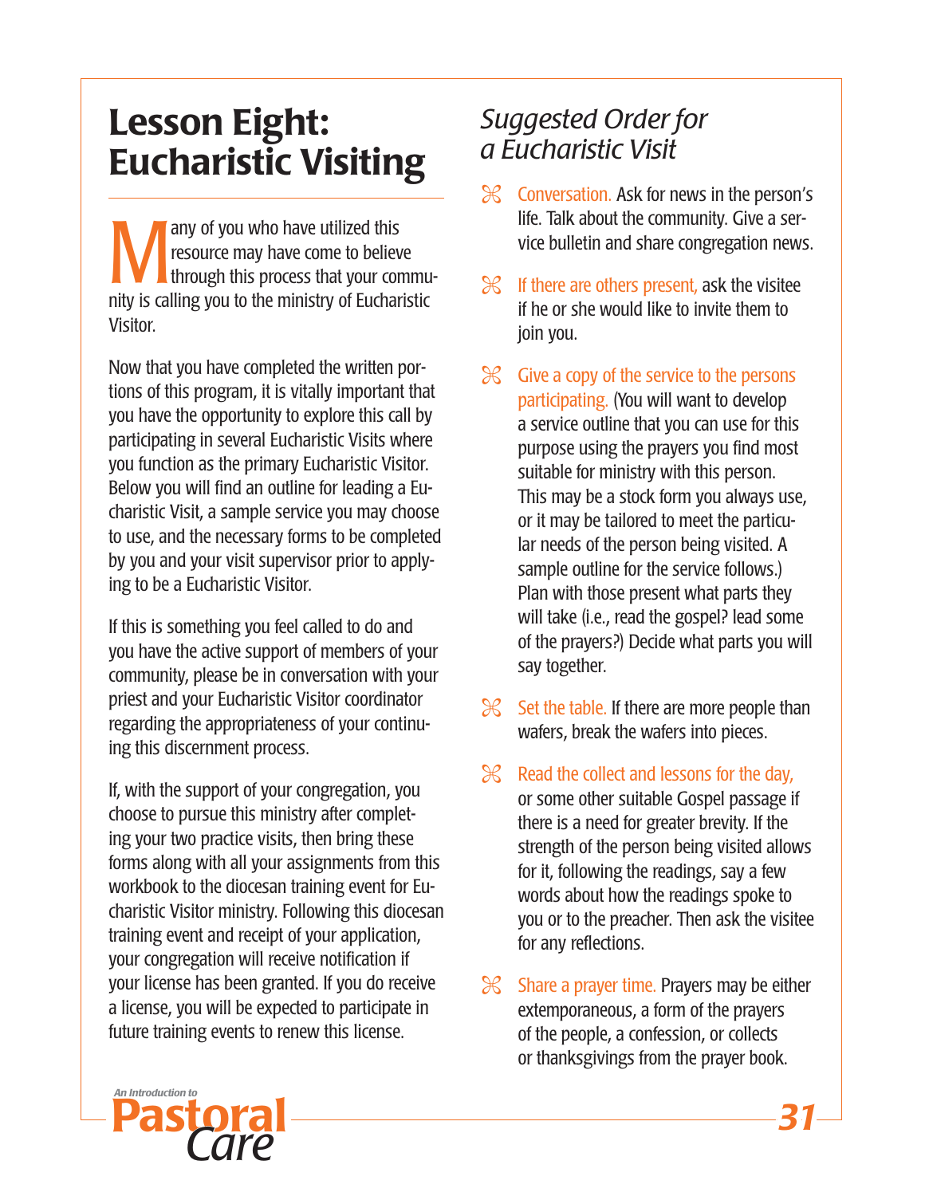# Lesson Eight: Eucharistic Visiting

Many of you who have utilized this resource may have come to believe through this process that your community is calling you to the ministry of Eucharistic Visitor.

Now that you have completed the written portions of this program, it is vitally important that you have the opportunity to explore this call by participating in several Eucharistic Visits where you function as the primary Eucharistic Visitor. Below you will find an outline for leading a Eucharistic Visit, a sample service you may choose to use, and the necessary forms to be completed by you and your visit supervisor prior to applying to be a Eucharistic Visitor.

If this is something you feel called to do and you have the active support of members of your community, please be in conversation with your priest and your Eucharistic Visitor coordinator regarding the appropriateness of your continuing this discernment process.

If, with the support of your congregation, you choose to pursue this ministry after completing your two practice visits, then bring these forms along with all your assignments from this workbook to the diocesan training event for Eucharistic Visitor ministry. Following this diocesan training event and receipt of your application, your congregation will receive notification if your license has been granted. If you do receive a license, you will be expected to participate in future training events to renew this license.

## *Suggested Order for a Eucharistic Visit*

- Conversation. Ask for news in the person's life. Talk about the community. Give a service bulletin and share congregation news.
- If there are others present, ask the visitee if he or she would like to invite them to join you.
- Give a copy of the service to the persons participating. (You will want to develop a service outline that you can use for this purpose using the prayers you find most suitable for ministry with this person. This may be a stock form you always use, or it may be tailored to meet the particular needs of the person being visited. A sample outline for the service follows.) Plan with those present what parts they will take (i.e., read the gospel? lead some of the prayers?) Decide what parts you will say together.
- Set the table. If there are more people than wafers, break the wafers into pieces.
- Read the collect and lessons for the day, or some other suitable Gospel passage if there is a need for greater brevity. If the strength of the person being visited allows for it, following the readings, say a few words about how the readings spoke to you or to the preacher. Then ask the visitee for any reflections.
- Share a prayer time. Prayers may be either extemporaneous, a form of the prayers of the people, a confession, or collects or thanksgivings from the prayer book.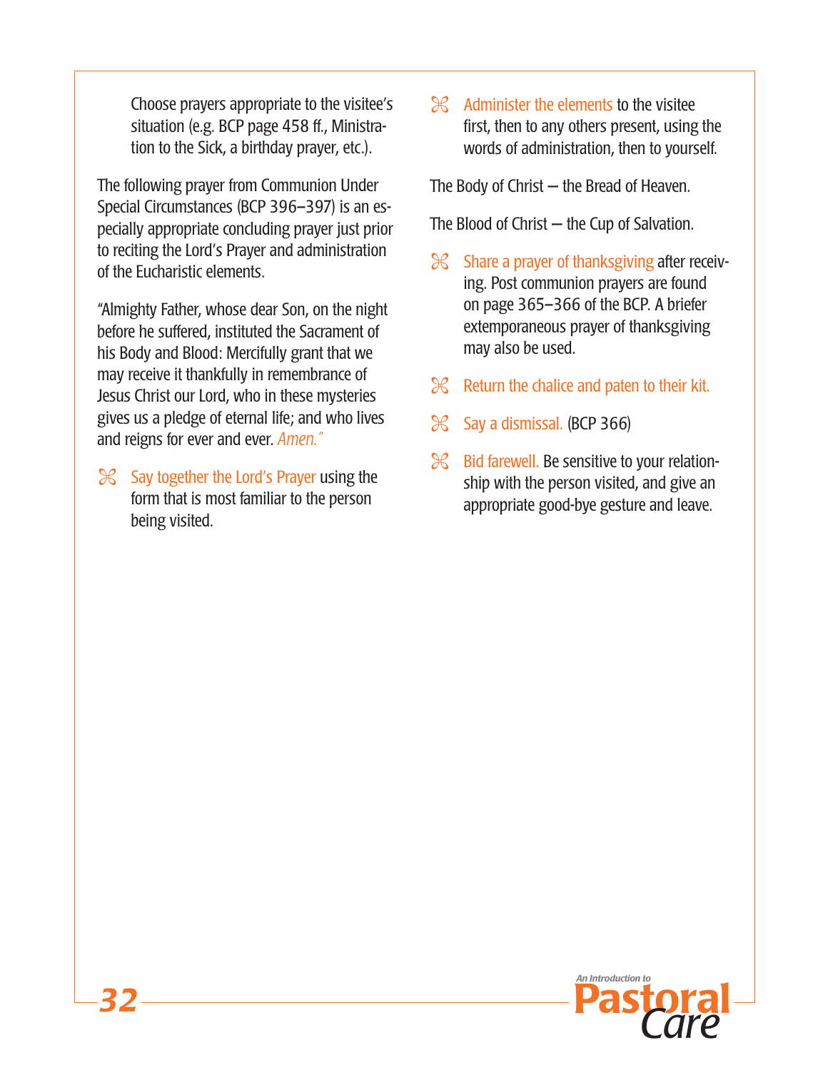Choose prayers appropriate to the visitee's situation (e.g. BCP page 458 ff., Ministration to the Sick, a birthday prayer, etc.).

The following prayer from Communion Under Special Circumstances (BCP 396–397) is an especially appropriate concluding prayer just prior to reciting the Lord's Prayer and administration of the Eucharistic elements.

"Almighty Father, whose dear Son, on the night before he suffered, instituted the Sacrament of his Body and Blood: Mercifully grant that we may receive it thankfully in remembrance of Jesus Christ our Lord, who in these mysteries gives us a pledge of eternal life; and who lives and reigns for ever and ever. *Amen."*

- **Say together the Lord's Prayer** using the form that is most familiar to the person being visited.
- **Administer the elements** to the visitee first, then to any others present, using the words of administration, then to yourself.

The Body of Christ — the Bread of Heaven.

The Blood of Christ — the Cup of Salvation.

- **Share a prayer of thanksgiving** after receiving. Post communion prayers are found on page 365–366 of the BCP. A briefer extemporaneous prayer of thanksgiving may also be used.
- **Return the chalice and paten to their kit.**
- **Say a dismissal.** (BCP 366)
- **Bid farewell.** Be sensitive to your relationship with the person visited, and give an appropriate good-bye gesture and leave.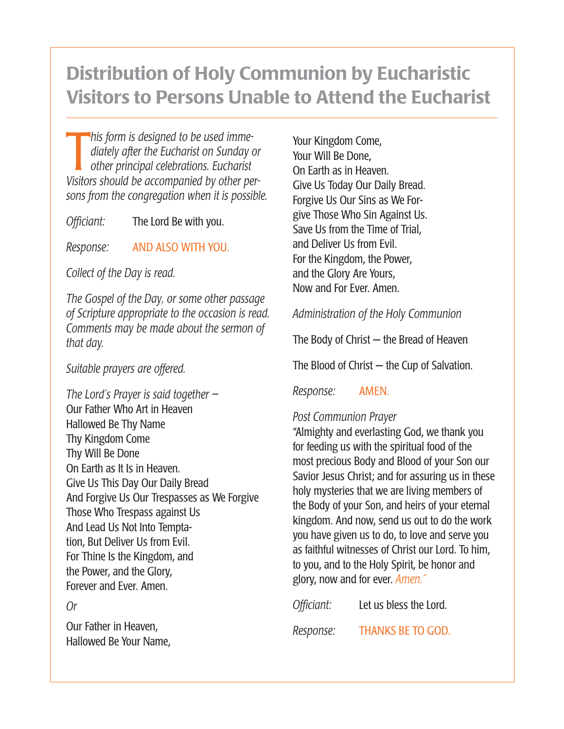# Distribution of Holy Communion by Eucharistic Visitors to Persons Unable to Attend the Eucharist

*This form is designed to be used immediately after the Eucharist on Sunday or other principal celebrations. Eucharist Visitors should be accompanied by other persons from the congregation when it is possible.*

*Officiant:* The Lord Be with you.

*Response:* AND ALSO WITH YOU.

*Collect of the Day is read.*

*The Gospel of the Day, or some other passage of Scripture appropriate to the occasion is read. Comments may be made about the sermon of that day.*

*Suitable prayers are offered.*

*The Lord's Prayer is said together –*
Our Father Who Art in Heaven
Hallowed Be Thy Name
Thy Kingdom Come
Thy Will Be Done
On Earth as It Is in Heaven.
Give Us This Day Our Daily Bread
And Forgive Us Our Trespasses as We Forgive
Those Who Trespass against Us
And Lead Us Not Into Temptation, But Deliver Us from Evil.
For Thine Is the Kingdom, and
the Power, and the Glory,
Forever and Ever. Amen.

*Or*

Our Father in Heaven,
Hallowed Be Your Name,
Your Kingdom Come,
Your Will Be Done,
On Earth as in Heaven.
Give Us Today Our Daily Bread.
Forgive Us Our Sins as We Forgive Those Who Sin Against Us.
Save Us from the Time of Trial,
and Deliver Us from Evil.
For the Kingdom, the Power,
and the Glory Are Yours,
Now and For Ever. Amen.

*Administration of the Holy Communion*

The Body of Christ – the Bread of Heaven

The Blood of Christ – the Cup of Salvation.

*Response:* AMEN.

*Post Communion Prayer*
"Almighty and everlasting God, we thank you for feeding us with the spiritual food of the most precious Body and Blood of your Son our Savior Jesus Christ; and for assuring us in these holy mysteries that we are living members of the Body of your Son, and heirs of your eternal kingdom. And now, send us out to do the work you have given us to do, to love and serve you as faithful witnesses of Christ our Lord. To him, to you, and to the Holy Spirit, be honor and glory, now and for ever. *Amen."*

*Officiant:* Let us bless the Lord.

*Response:* THANKS BE TO GOD.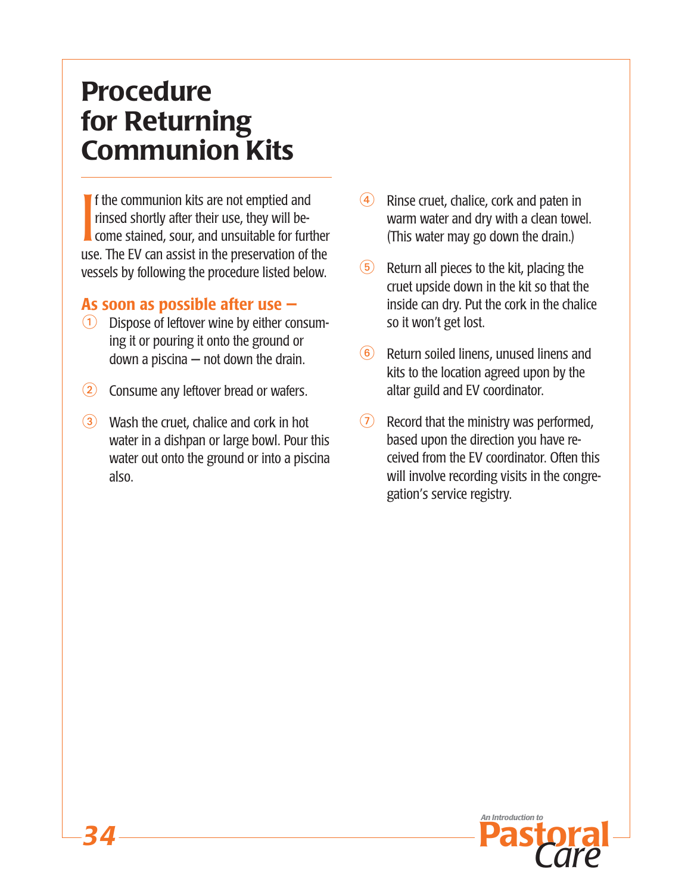# Procedure for Returning Communion Kits

If the communion kits are not emptied and rinsed shortly after their use, they will become stained, sour, and unsuitable for further use. The EV can assist in the preservation of the vessels by following the procedure listed below.

## As soon as possible after use –

1. Dispose of leftover wine by either consuming it or pouring it onto the ground or down a piscina – not down the drain.
2. Consume any leftover bread or wafers.
3. Wash the cruet, chalice and cork in hot water in a dishpan or large bowl. Pour this water out onto the ground or into a piscina also.
4. Rinse cruet, chalice, cork and paten in warm water and dry with a clean towel. (This water may go down the drain.)
5. Return all pieces to the kit, placing the cruet upside down in the kit so that the inside can dry. Put the cork in the chalice so it won't get lost.
6. Return soiled linens, unused linens and kits to the location agreed upon by the altar guild and EV coordinator.
7. Record that the ministry was performed, based upon the direction you have received from the EV coordinator. Often this will involve recording visits in the congregation's service registry.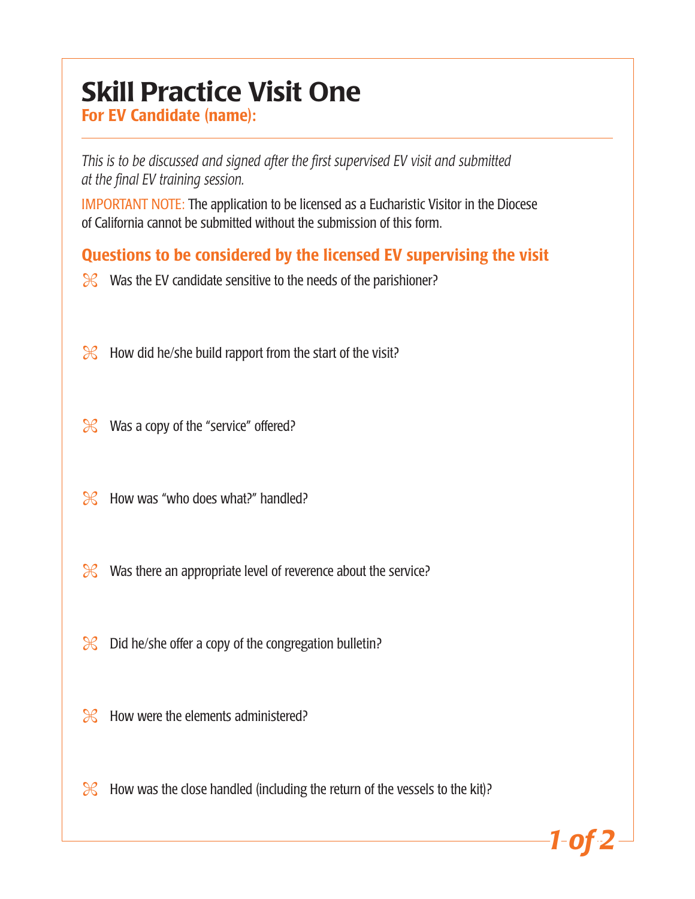# Skill Practice Visit One

**For EV Candidate (name):**

*This is to be discussed and signed after the first supervised EV visit and submitted at the final EV training session.*

IMPORTANT NOTE: The application to be licensed as a Eucharistic Visitor in the Diocese of California cannot be submitted without the submission of this form.

## Questions to be considered by the licensed EV supervising the visit

- Was the EV candidate sensitive to the needs of the parishioner?
- How did he/she build rapport from the start of the visit?
- Was a copy of the “service” offered?
- How was “who does what?” handled?
- Was there an appropriate level of reverence about the service?
- Did he/she offer a copy of the congregation bulletin?
- How were the elements administered?
- How was the close handled (including the return of the vessels to the kit)?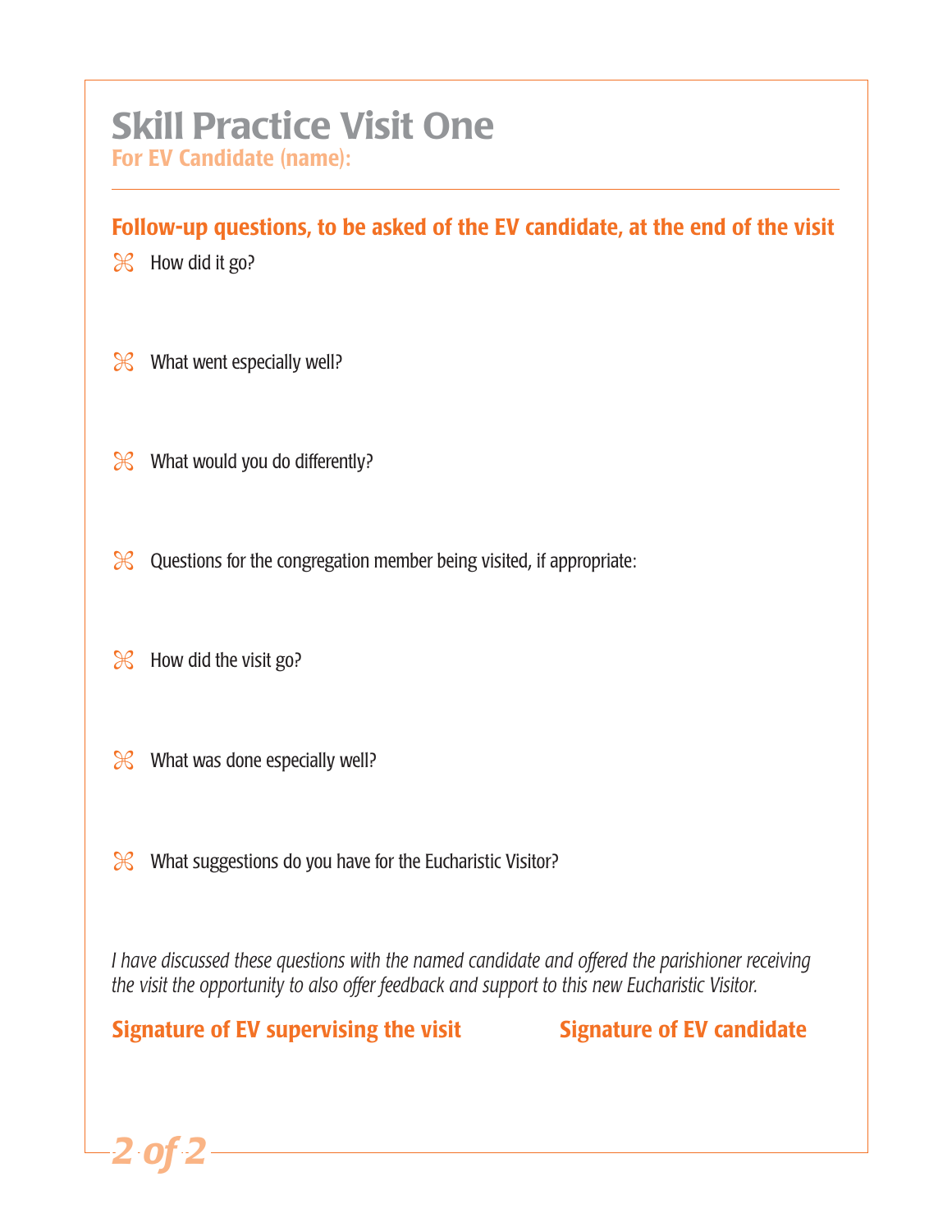# Skill Practice Visit One

**For EV Candidate (name):**

---

## Follow-up questions, to be asked of the EV candidate, at the end of the visit

- ⌘ How did it go?
- ⌘ What went especially well?
- ⌘ What would you do differently?
- ⌘ Questions for the congregation member being visited, if appropriate:
- ⌘ How did the visit go?
- ⌘ What was done especially well?
- ⌘ What suggestions do you have for the Eucharistic Visitor?

*I have discussed these questions with the named candidate and offered the parishioner receiving the visit the opportunity to also offer feedback and support to this new Eucharistic Visitor.*

**Signature of EV supervising the visit** **Signature of EV candidate**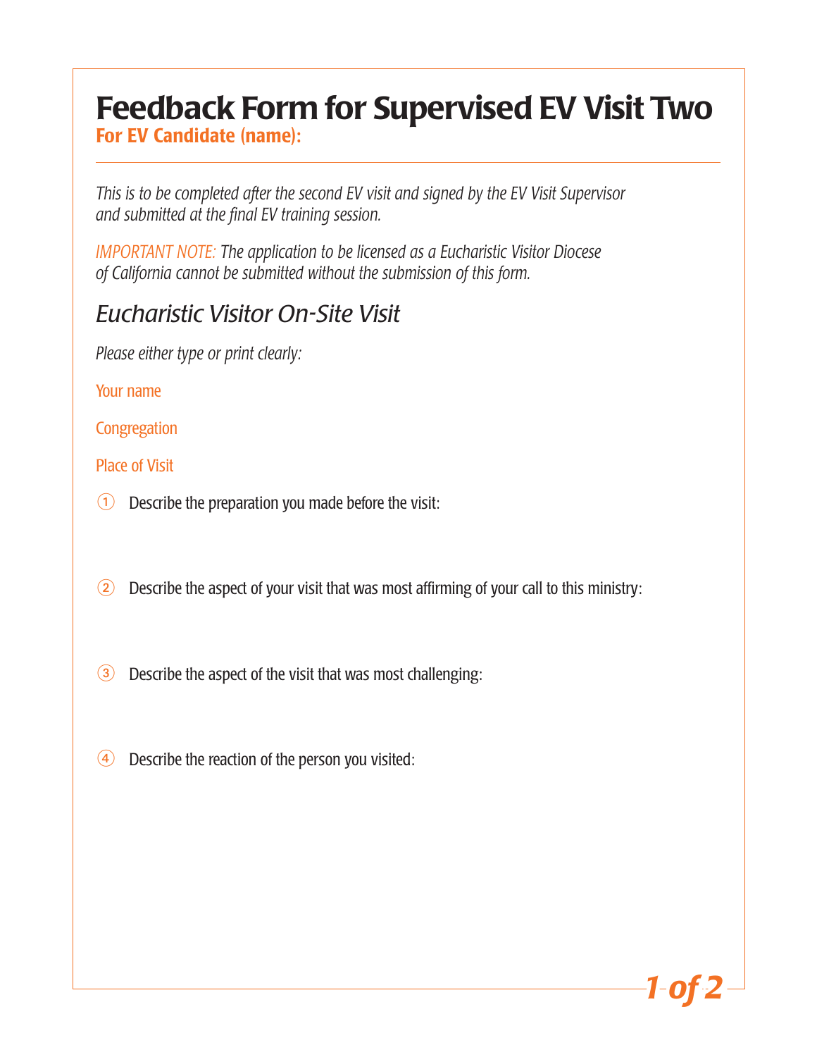# Feedback Form for Supervised EV Visit Two

**For EV Candidate (name):**

*This is to be completed after the second EV visit and signed by the EV Visit Supervisor and submitted at the final EV training session.*

*IMPORTANT NOTE: The application to be licensed as a Eucharistic Visitor Diocese of California cannot be submitted without the submission of this form.*

## *Eucharistic Visitor On-Site Visit*

*Please either type or print clearly:*

Your name

Congregation

Place of Visit

1. Describe the preparation you made before the visit:

2. Describe the aspect of your visit that was most affirming of your call to this ministry:

3. Describe the aspect of the visit that was most challenging:

4. Describe the reaction of the person you visited: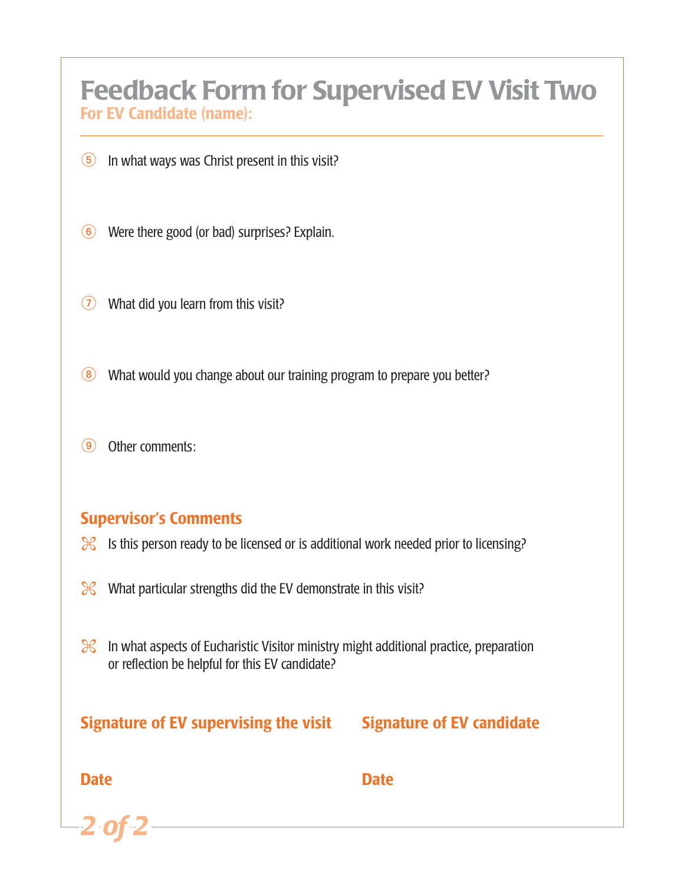# Feedback Form for Supervised EV Visit Two

**For EV Candidate (name):**

5. In what ways was Christ present in this visit?

6. Were there good (or bad) surprises? Explain.

7. What did you learn from this visit?

8. What would you change about our training program to prepare you better?

9. Other comments:

## Supervisor's Comments

⌘ Is this person ready to be licensed or is additional work needed prior to licensing?

⌘ What particular strengths did the EV demonstrate in this visit?

⌘ In what aspects of Eucharistic Visitor ministry might additional practice, preparation or reflection be helpful for this EV candidate?

**Signature of EV supervising the visit**

**Date**

**Signature of EV candidate**

**Date**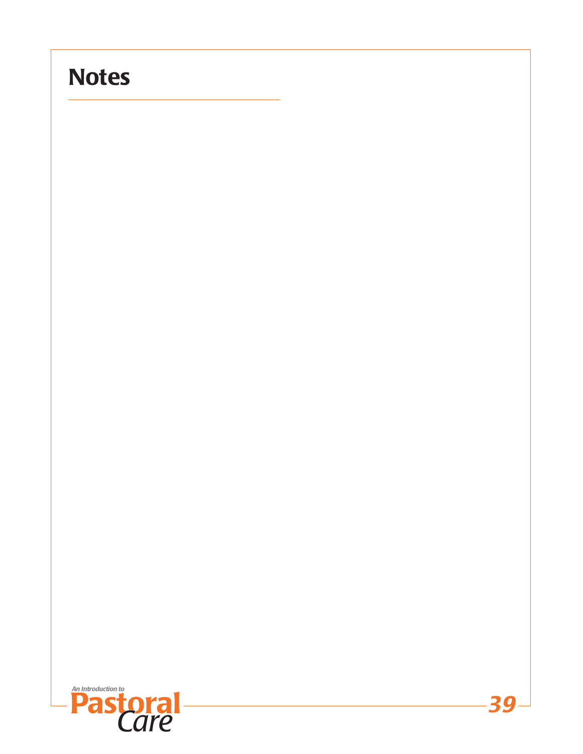# Notes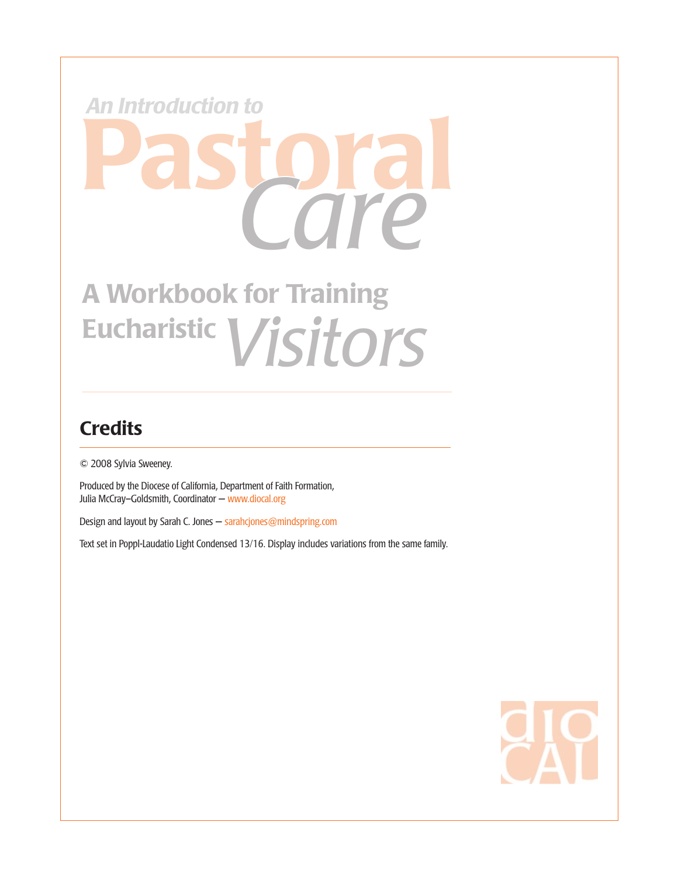An Introduction to

# Pastoral Care

## A Workbook for Training Eucharistic *Visitors*

## Credits

© 2008 Sylvia Sweeney.

Produced by the Diocese of California, Department of Faith Formation,
Julia McCray–Goldsmith, Coordinator — www.diocal.org

Design and layout by Sarah C. Jones — sarahcjones@mindspring.com

Text set in Poppl-Laudatio Light Condensed 13/16. Display includes variations from the same family.

dio CAL